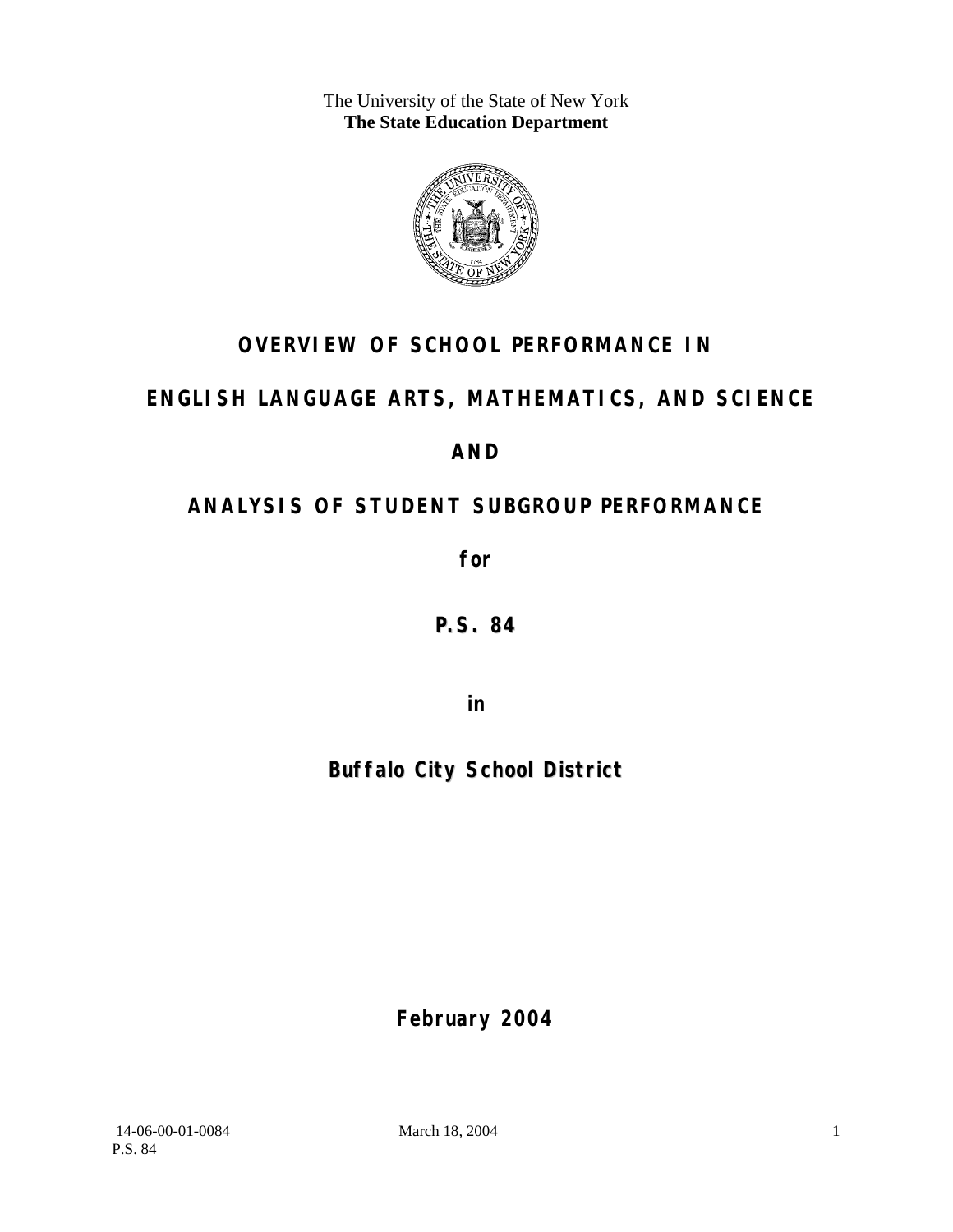The University of the State of New York
**The State Education Department**

# OVERVIEW OF SCHOOL PERFORMANCE IN

# ENGLISH LANGUAGE ARTS, MATHEMATICS, AND SCIENCE

# AND

# ANALYSIS OF STUDENT SUBGROUP PERFORMANCE

**for**

## P.S. 84

**in**

## Buffalo City School District

**February 2004**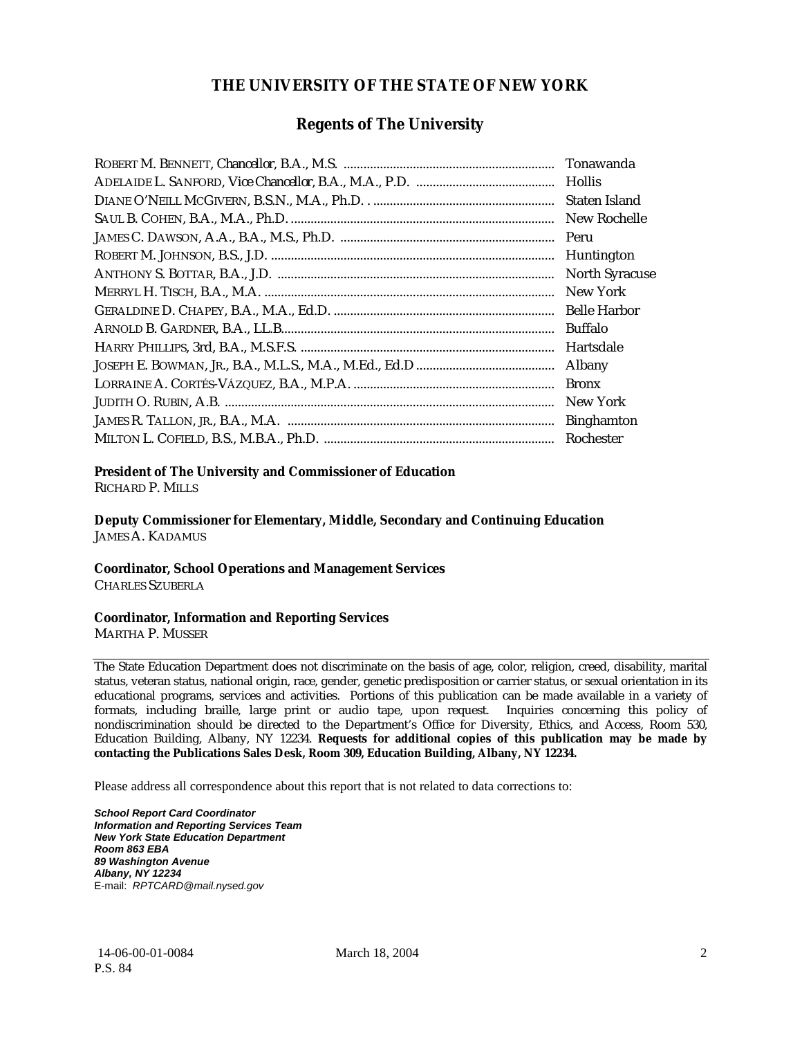# THE UNIVERSITY OF THE STATE OF NEW YORK

## Regents of The University

| | |
|---|---|
| ROBERT M. BENNETT, *Chancellor*, B.A., M.S. | Tonawanda |
| ADELAIDE L. SANFORD, *Vice Chancellor*, B.A., M.A., P.D. | Hollis |
| DIANE O'NEILL MCGIVERN, B.S.N., M.A., Ph.D. | Staten Island |
| SAUL B. COHEN, B.A., M.A., Ph.D. | New Rochelle |
| JAMES C. DAWSON, A.A., B.A., M.S., Ph.D. | Peru |
| ROBERT M. JOHNSON, B.S., J.D. | Huntington |
| ANTHONY S. BOTTAR, B.A., J.D. | North Syracuse |
| MERRYL H. TISCH, B.A., M.A. | New York |
| GERALDINE D. CHAPEY, B.A., M.A., Ed.D. | Belle Harbor |
| ARNOLD B. GARDNER, B.A., LL.B. | Buffalo |
| HARRY PHILLIPS, 3rd, B.A., M.S.F.S. | Hartsdale |
| JOSEPH E. BOWMAN, JR., B.A., M.L.S., M.A., M.Ed., Ed.D | Albany |
| LORRAINE A. CORTÉS-VÁZQUEZ, B.A., M.P.A. | Bronx |
| JUDITH O. RUBIN, A.B. | New York |
| JAMES R. TALLON, JR., B.A., M.A. | Binghamton |
| MILTON L. COFIELD, B.S., M.B.A., Ph.D. | Rochester |

**President of The University and Commissioner of Education**
RICHARD P. MILLS

**Deputy Commissioner for Elementary, Middle, Secondary and Continuing Education**
JAMES A. KADAMUS

**Coordinator, School Operations and Management Services**
CHARLES SZUBERLA

**Coordinator, Information and Reporting Services**
MARTHA P. MUSSER

---

The State Education Department does not discriminate on the basis of age, color, religion, creed, disability, marital status, veteran status, national origin, race, gender, genetic predisposition or carrier status, or sexual orientation in its educational programs, services and activities. Portions of this publication can be made available in a variety of formats, including braille, large print or audio tape, upon request. Inquiries concerning this policy of nondiscrimination should be directed to the Department's Office for Diversity, Ethics, and Access, Room 530, Education Building, Albany, NY 12234. **Requests for additional copies of this publication may be made by contacting the Publications Sales Desk, Room 309, Education Building, Albany, NY 12234.**

Please address all correspondence about this report that is not related to data corrections to:

***School Report Card Coordinator***
***Information and Reporting Services Team***
***New York State Education Department***
***Room 863 EBA***
***89 Washington Avenue***
***Albany, NY 12234***
E-mail: *RPTCARD@mail.nysed.gov*

14-06-00-01-0084 March 18, 2004
P.S. 84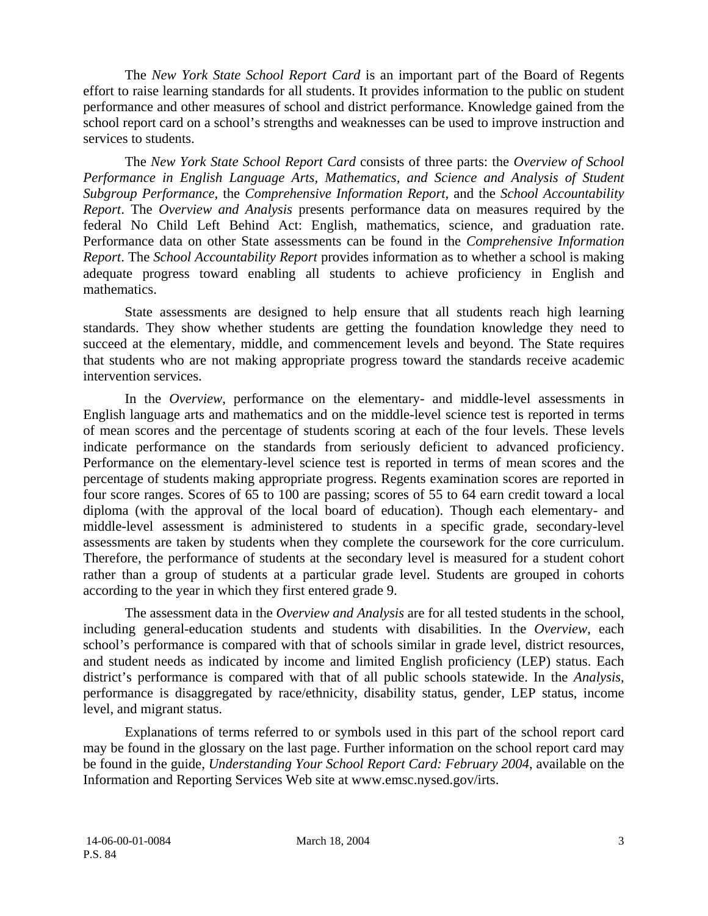The *New York State School Report Card* is an important part of the Board of Regents effort to raise learning standards for all students. It provides information to the public on student performance and other measures of school and district performance. Knowledge gained from the school report card on a school's strengths and weaknesses can be used to improve instruction and services to students.

The *New York State School Report Card* consists of three parts: the *Overview of School Performance in English Language Arts, Mathematics, and Science and Analysis of Student Subgroup Performance,* the *Comprehensive Information Report,* and the *School Accountability Report*. The *Overview and Analysis* presents performance data on measures required by the federal No Child Left Behind Act: English, mathematics, science, and graduation rate. Performance data on other State assessments can be found in the *Comprehensive Information Report*. The *School Accountability Report* provides information as to whether a school is making adequate progress toward enabling all students to achieve proficiency in English and mathematics.

State assessments are designed to help ensure that all students reach high learning standards. They show whether students are getting the foundation knowledge they need to succeed at the elementary, middle, and commencement levels and beyond. The State requires that students who are not making appropriate progress toward the standards receive academic intervention services.

In the *Overview*, performance on the elementary- and middle-level assessments in English language arts and mathematics and on the middle-level science test is reported in terms of mean scores and the percentage of students scoring at each of the four levels. These levels indicate performance on the standards from seriously deficient to advanced proficiency. Performance on the elementary-level science test is reported in terms of mean scores and the percentage of students making appropriate progress. Regents examination scores are reported in four score ranges. Scores of 65 to 100 are passing; scores of 55 to 64 earn credit toward a local diploma (with the approval of the local board of education). Though each elementary- and middle-level assessment is administered to students in a specific grade, secondary-level assessments are taken by students when they complete the coursework for the core curriculum. Therefore, the performance of students at the secondary level is measured for a student cohort rather than a group of students at a particular grade level. Students are grouped in cohorts according to the year in which they first entered grade 9.

The assessment data in the *Overview and Analysis* are for all tested students in the school, including general-education students and students with disabilities. In the *Overview*, each school's performance is compared with that of schools similar in grade level, district resources, and student needs as indicated by income and limited English proficiency (LEP) status. Each district's performance is compared with that of all public schools statewide. In the *Analysis*, performance is disaggregated by race/ethnicity, disability status, gender, LEP status, income level, and migrant status.

Explanations of terms referred to or symbols used in this part of the school report card may be found in the glossary on the last page. Further information on the school report card may be found in the guide, *Understanding Your School Report Card: February 2004*, available on the Information and Reporting Services Web site at www.emsc.nysed.gov/irts.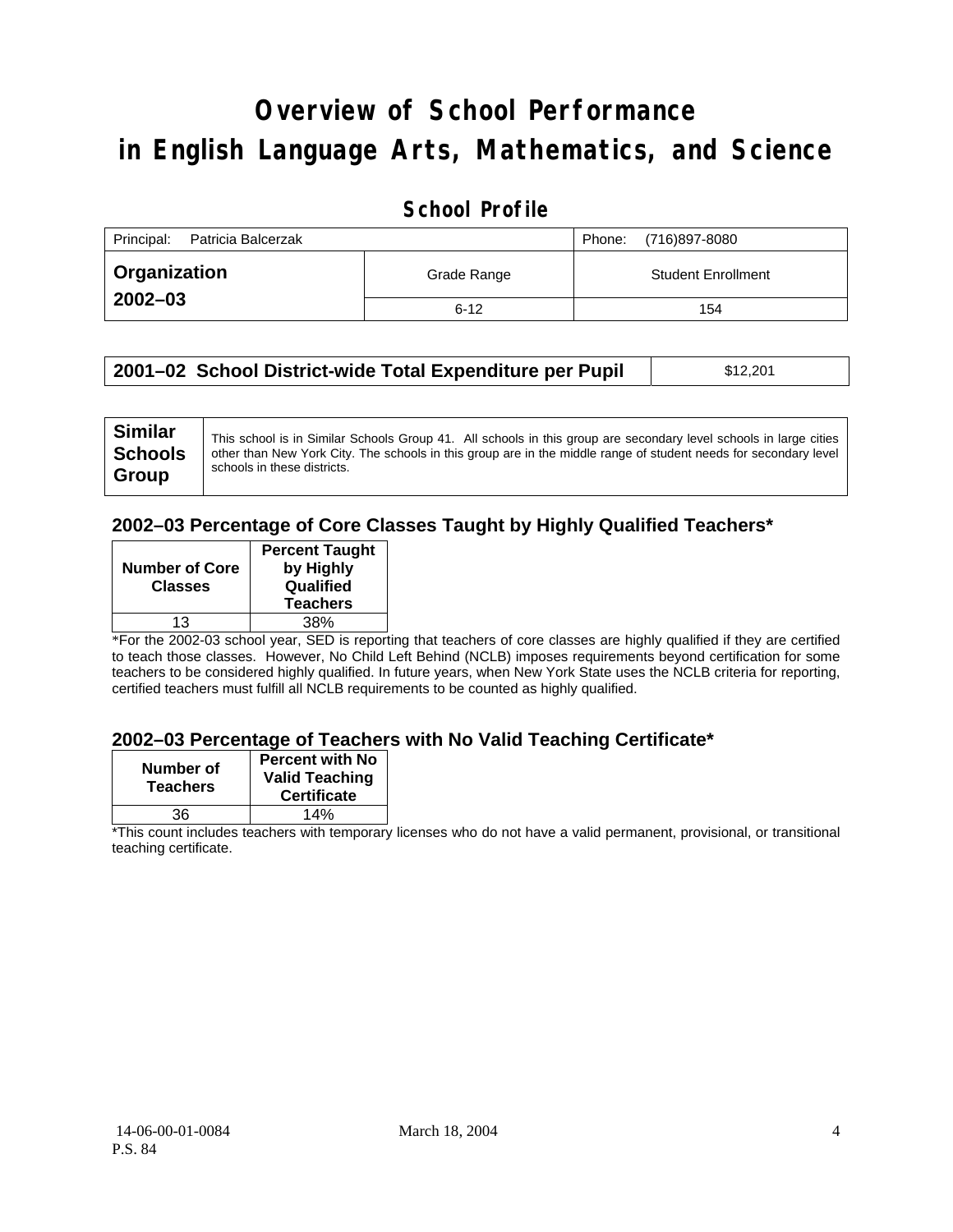# Overview of School Performance in English Language Arts, Mathematics, and Science

## School Profile

| Principal: Patricia Balcerzak | | Phone: (716)897-8080 |
|---|---|---|
| **Organization 2002–03** | Grade Range | Student Enrollment |
| | 6-12 | 154 |

| **2001–02 School District-wide Total Expenditure per Pupil** | $12,201 |
|---|---|

| **Similar Schools Group** | This school is in Similar Schools Group 41. All schools in this group are secondary level schools in large cities other than New York City. The schools in this group are in the middle range of student needs for secondary level schools in these districts. |
|---|---|

### 2002–03 Percentage of Core Classes Taught by Highly Qualified Teachers*

| Number of Core Classes | Percent Taught by Highly Qualified Teachers |
|---|---|
| 13 | 38% |

*For the 2002-03 school year, SED is reporting that teachers of core classes are highly qualified if they are certified to teach those classes. However, No Child Left Behind (NCLB) imposes requirements beyond certification for some teachers to be considered highly qualified. In future years, when New York State uses the NCLB criteria for reporting, certified teachers must fulfill all NCLB requirements to be counted as highly qualified.

### 2002–03 Percentage of Teachers with No Valid Teaching Certificate*

| Number of Teachers | Percent with No Valid Teaching Certificate |
|---|---|
| 36 | 14% |

*This count includes teachers with temporary licenses who do not have a valid permanent, provisional, or transitional teaching certificate.

14-06-00-01-0084
P.S. 84

March 18, 2004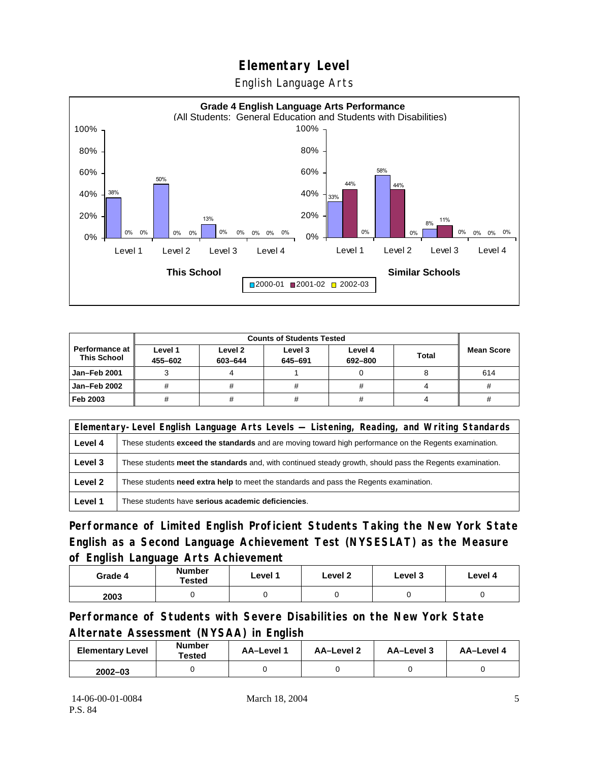# Elementary Level

## English Language Arts

**Grade 4 English Language Arts Performance**
(All Students: General Education and Students with Disabilities)

| | This School 2000-01 | This School 2001-02 | This School 2002-03 | Similar Schools 2000-01 | Similar Schools 2001-02 | Similar Schools 2002-03 |
|---|---|---|---|---|---|---|
| Level 1 | 38% | 0% | 0% | 33% | 44% | 0% |
| Level 2 | 50% | 0% | 0% | 58% | 44% | 0% |
| Level 3 | 13% | 0% | 0% | 8% | 11% | 0% |
| Level 4 | 0% | 0% | 0% | 0% | 0% | 0% |

| Performance at This School | Counts of Students Tested | | | | | Mean Score |
|---|---|---|---|---|---|---|
| | Level 1 455–602 | Level 2 603–644 | Level 3 645–691 | Level 4 692–800 | Total | |
| Jan–Feb 2001 | 3 | 4 | 1 | 0 | 8 | 614 |
| Jan–Feb 2002 | # | # | # | # | 4 | # |
| Feb 2003 | # | # | # | # | 4 | # |

| Elementary-Level English Language Arts Levels — Listening, Reading, and Writing Standards | |
|---|---|
| **Level 4** | These students **exceed the standards** and are moving toward high performance on the Regents examination. |
| **Level 3** | These students **meet the standards** and, with continued steady growth, should pass the Regents examination. |
| **Level 2** | These students **need extra help** to meet the standards and pass the Regents examination. |
| **Level 1** | These students have **serious academic deficiencies**. |

## Performance of Limited English Proficient Students Taking the New York State English as a Second Language Achievement Test (NYSESLAT) as the Measure of English Language Arts Achievement

| Grade 4 | Number Tested | Level 1 | Level 2 | Level 3 | Level 4 |
|---|---|---|---|---|---|
| 2003 | 0 | 0 | 0 | 0 | 0 |

## Performance of Students with Severe Disabilities on the New York State Alternate Assessment (NYSAA) in English

| Elementary Level | Number Tested | AA–Level 1 | AA–Level 2 | AA–Level 3 | AA–Level 4 |
|---|---|---|---|---|---|
| 2002–03 | 0 | 0 | 0 | 0 | 0 |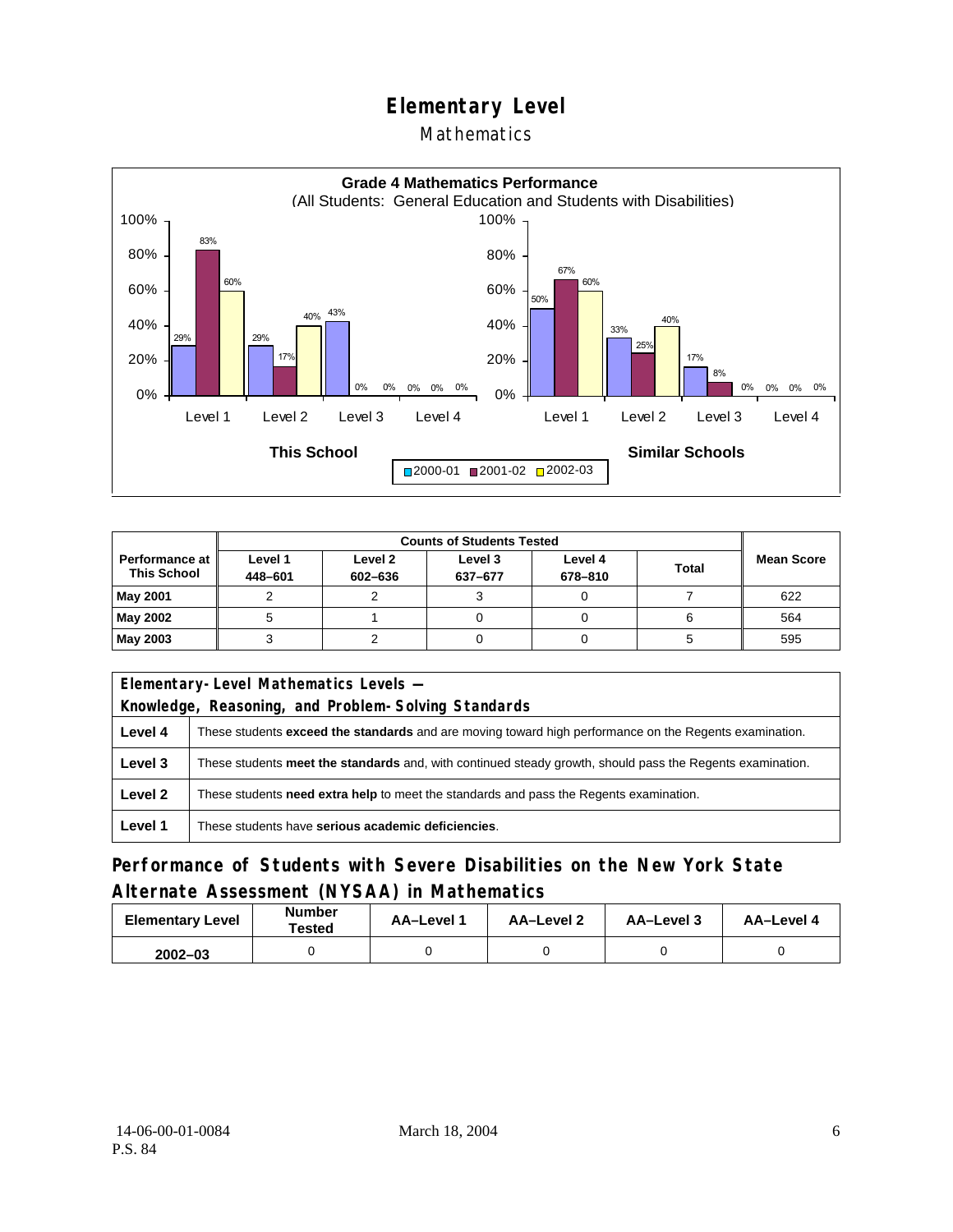# Elementary Level

## Mathematics

**Grade 4 Mathematics Performance**
(All Students: General Education and Students with Disabilities)

**This School**

| | 2000-01 | 2001-02 | 2002-03 |
|---|---|---|---|
| Level 1 | 29% | 83% | 60% |
| Level 2 | 29% | 17% | 40% |
| Level 3 | 43% | 0% | 0% |
| Level 4 | 0% | 0% | 0% |

**Similar Schools**

| | 2000-01 | 2001-02 | 2002-03 |
|---|---|---|---|
| Level 1 | 50% | 67% | 60% |
| Level 2 | 33% | 25% | 40% |
| Level 3 | 17% | 8% | 0% |
| Level 4 | 0% | 0% | 0% |

| Performance at This School | Counts of Students Tested | | | | | Mean Score |
|---|---|---|---|---|---|---|
| | Level 1 448–601 | Level 2 602–636 | Level 3 637–677 | Level 4 678–810 | Total | |
| **May 2001** | 2 | 2 | 3 | 0 | 7 | 622 |
| **May 2002** | 5 | 1 | 0 | 0 | 6 | 564 |
| **May 2003** | 3 | 2 | 0 | 0 | 5 | 595 |

| Elementary-Level Mathematics Levels — Knowledge, Reasoning, and Problem-Solving Standards | |
|---|---|
| **Level 4** | These students **exceed the standards** and are moving toward high performance on the Regents examination. |
| **Level 3** | These students **meet the standards** and, with continued steady growth, should pass the Regents examination. |
| **Level 2** | These students **need extra help** to meet the standards and pass the Regents examination. |
| **Level 1** | These students have **serious academic deficiencies**. |

## Performance of Students with Severe Disabilities on the New York State Alternate Assessment (NYSAA) in Mathematics

| Elementary Level | Number Tested | AA–Level 1 | AA–Level 2 | AA–Level 3 | AA–Level 4 |
|---|---|---|---|---|---|
| **2002–03** | 0 | 0 | 0 | 0 | 0 |

14-06-00-01-0084
P.S. 84

March 18, 2004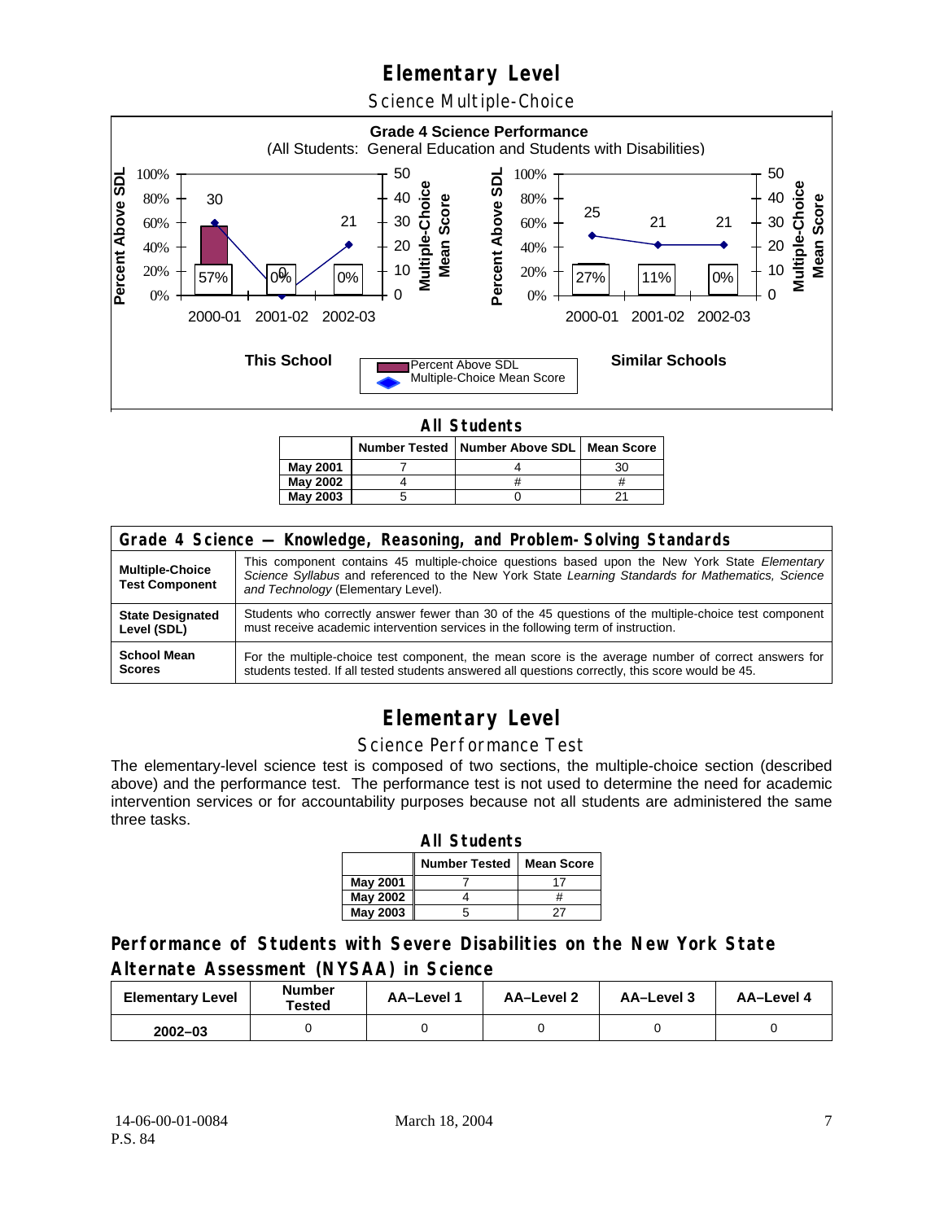# Elementary Level

## Science Multiple-Choice

**Grade 4 Science Performance**
(All Students: General Education and Students with Disabilities)

**This School**

| | 2000-01 | 2001-02 | 2002-03 |
|---|---|---|---|
| Percent Above SDL | 57% | 0% | 0% |
| Multiple-Choice Mean Score | 30 | 0 | 21 |

**Similar Schools**

| | 2000-01 | 2001-02 | 2002-03 |
|---|---|---|---|
| Percent Above SDL | 27% | 11% | 0% |
| Multiple-Choice Mean Score | 25 | 21 | 21 |

**All Students**

| | Number Tested | Number Above SDL | Mean Score |
|---|---|---|---|
| **May 2001** | 7 | 4 | 30 |
| **May 2002** | 4 | # | # |
| **May 2003** | 5 | 0 | 21 |

| Grade 4 Science — Knowledge, Reasoning, and Problem-Solving Standards | |
|---|---|
| **Multiple-Choice Test Component** | This component contains 45 multiple-choice questions based upon the New York State *Elementary Science Syllabus* and referenced to the New York State *Learning Standards for Mathematics, Science and Technology* (Elementary Level). |
| **State Designated Level (SDL)** | Students who correctly answer fewer than 30 of the 45 questions of the multiple-choice test component must receive academic intervention services in the following term of instruction. |
| **School Mean Scores** | For the multiple-choice test component, the mean score is the average number of correct answers for students tested. If all tested students answered all questions correctly, this score would be 45. |

# Elementary Level

## Science Performance Test

The elementary-level science test is composed of two sections, the multiple-choice section (described above) and the performance test. The performance test is not used to determine the need for academic intervention services or for accountability purposes because not all students are administered the same three tasks.

**All Students**

| | Number Tested | Mean Score |
|---|---|---|
| **May 2001** | 7 | 17 |
| **May 2002** | 4 | # |
| **May 2003** | 5 | 27 |

## Performance of Students with Severe Disabilities on the New York State Alternate Assessment (NYSAA) in Science

| Elementary Level | Number Tested | AA–Level 1 | AA–Level 2 | AA–Level 3 | AA–Level 4 |
|---|---|---|---|---|---|
| **2002–03** | 0 | 0 | 0 | 0 | 0 |

14-06-00-01-0084
P.S. 84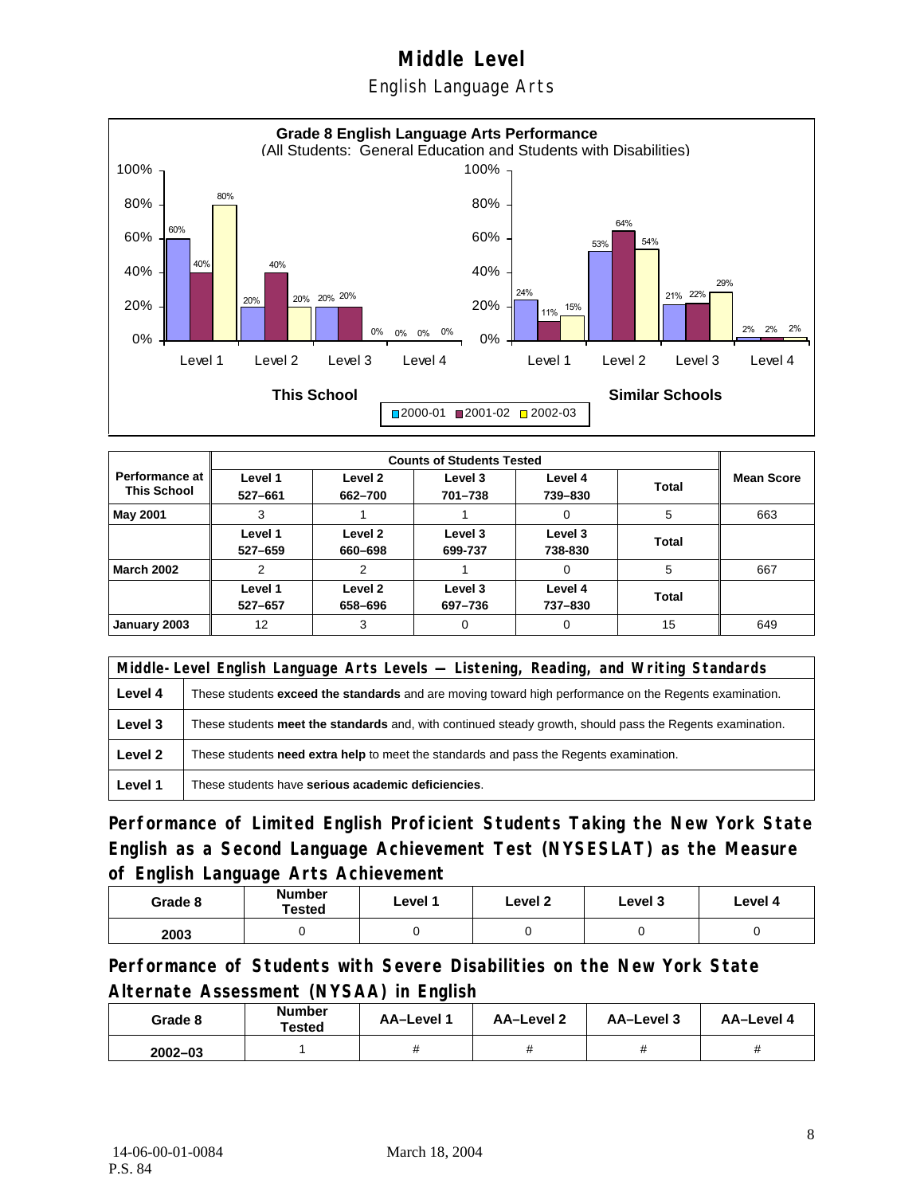# Middle Level

## English Language Arts

**Grade 8 English Language Arts Performance**
(All Students: General Education and Students with Disabilities)

| | This School 2000-01 | This School 2001-02 | This School 2002-03 | Similar Schools 2000-01 | Similar Schools 2001-02 | Similar Schools 2002-03 |
|---|---|---|---|---|---|---|
| Level 1 | 60% | 40% | 80% | 24% | 11% | 15% |
| Level 2 | 20% | 40% | 20% | 53% | 64% | 54% |
| Level 3 | 20% | 20% | 0% | 21% | 22% | 29% |
| Level 4 | 0% | 0% | 0% | 2% | 2% | 2% |

| Performance at This School | Counts of Students Tested | | | | | Mean Score |
|---|---|---|---|---|---|---|
| | Level 1 527–661 | Level 2 662–700 | Level 3 701–738 | Level 4 739–830 | Total | |
| **May 2001** | 3 | 1 | 1 | 0 | 5 | 663 |
| | Level 1 527–659 | Level 2 660–698 | Level 3 699-737 | Level 3 738-830 | Total | |
| **March 2002** | 2 | 2 | 1 | 0 | 5 | 667 |
| | Level 1 527–657 | Level 2 658–696 | Level 3 697–736 | Level 4 737–830 | Total | |
| **January 2003** | 12 | 3 | 0 | 0 | 15 | 649 |

| Middle-Level English Language Arts Levels — Listening, Reading, and Writing Standards | |
|---|---|
| **Level 4** | These students **exceed the standards** and are moving toward high performance on the Regents examination. |
| **Level 3** | These students **meet the standards** and, with continued steady growth, should pass the Regents examination. |
| **Level 2** | These students **need extra help** to meet the standards and pass the Regents examination. |
| **Level 1** | These students have **serious academic deficiencies**. |

## Performance of Limited English Proficient Students Taking the New York State English as a Second Language Achievement Test (NYSESLAT) as the Measure of English Language Arts Achievement

| Grade 8 | Number Tested | Level 1 | Level 2 | Level 3 | Level 4 |
|---|---|---|---|---|---|
| 2003 | 0 | 0 | 0 | 0 | 0 |

## Performance of Students with Severe Disabilities on the New York State Alternate Assessment (NYSAA) in English

| Grade 8 | Number Tested | AA–Level 1 | AA–Level 2 | AA–Level 3 | AA–Level 4 |
|---|---|---|---|---|---|
| 2002–03 | 1 | # | # | # | # |

14-06-00-01-0084 March 18, 2004
P.S. 84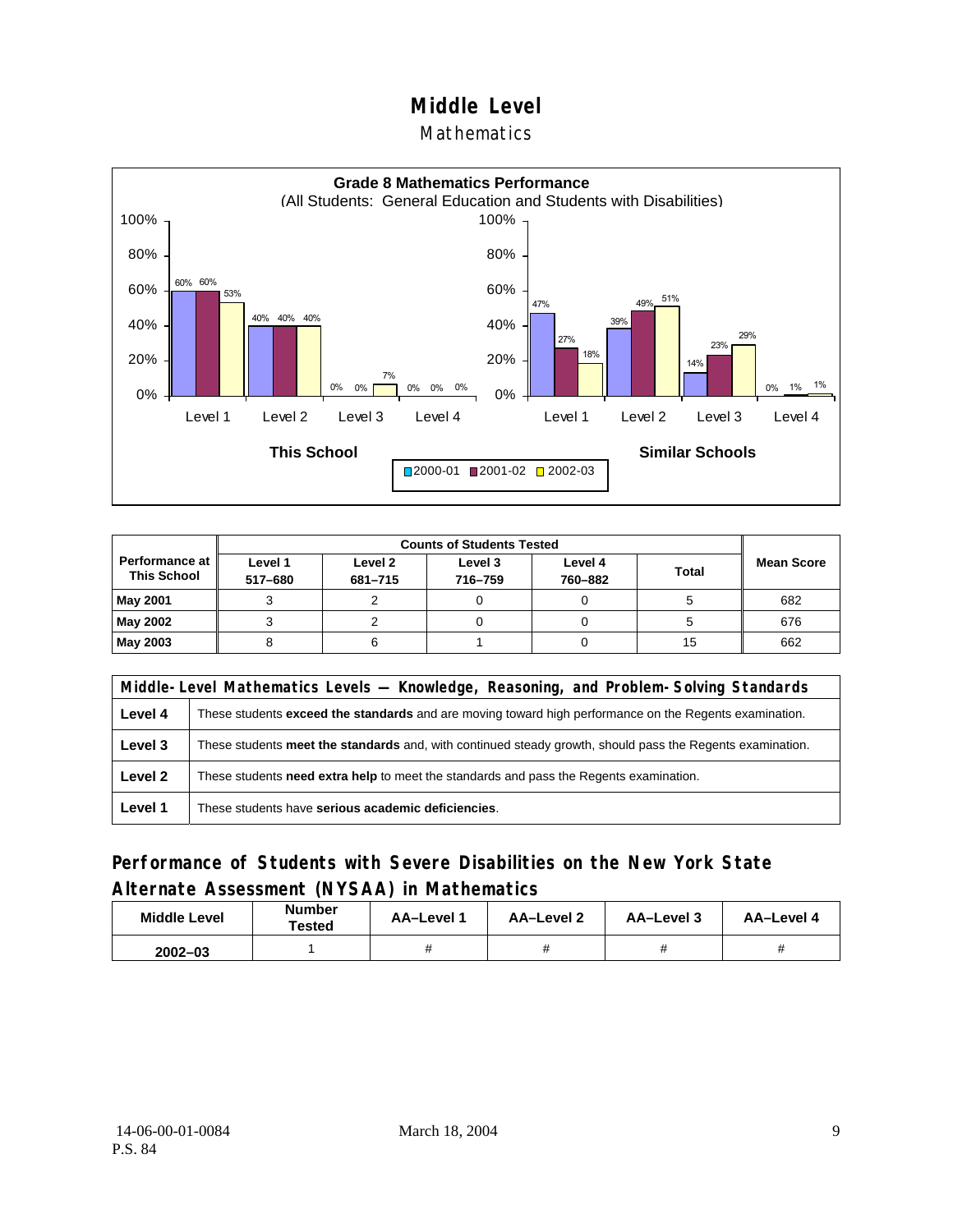# Middle Level

## Mathematics

**Grade 8 Mathematics Performance**
(All Students: General Education and Students with Disabilities)

| | This School 2000-01 | This School 2001-02 | This School 2002-03 | Similar Schools 2000-01 | Similar Schools 2001-02 | Similar Schools 2002-03 |
|---|---|---|---|---|---|---|
| Level 1 | 60% | 60% | 53% | 47% | 27% | 18% |
| Level 2 | 40% | 40% | 40% | 39% | 49% | 51% |
| Level 3 | 0% | 0% | 7% | 14% | 23% | 29% |
| Level 4 | 0% | 0% | 0% | 0% | 1% | 1% |

| Performance at This School | Counts of Students Tested | | | | | Mean Score |
|---|---|---|---|---|---|---|
| | Level 1 517–680 | Level 2 681–715 | Level 3 716–759 | Level 4 760–882 | Total | |
| **May 2001** | 3 | 2 | 0 | 0 | 5 | 682 |
| **May 2002** | 3 | 2 | 0 | 0 | 5 | 676 |
| **May 2003** | 8 | 6 | 1 | 0 | 15 | 662 |

| Middle-Level Mathematics Levels — Knowledge, Reasoning, and Problem-Solving Standards | |
|---|---|
| **Level 4** | These students **exceed the standards** and are moving toward high performance on the Regents examination. |
| **Level 3** | These students **meet the standards** and, with continued steady growth, should pass the Regents examination. |
| **Level 2** | These students **need extra help** to meet the standards and pass the Regents examination. |
| **Level 1** | These students have **serious academic deficiencies**. |

## Performance of Students with Severe Disabilities on the New York State Alternate Assessment (NYSAA) in Mathematics

| Middle Level | Number Tested | AA–Level 1 | AA–Level 2 | AA–Level 3 | AA–Level 4 |
|---|---|---|---|---|---|
| 2002–03 | 1 | # | # | # | # |

14-06-00-01-0084
P.S. 84

March 18, 2004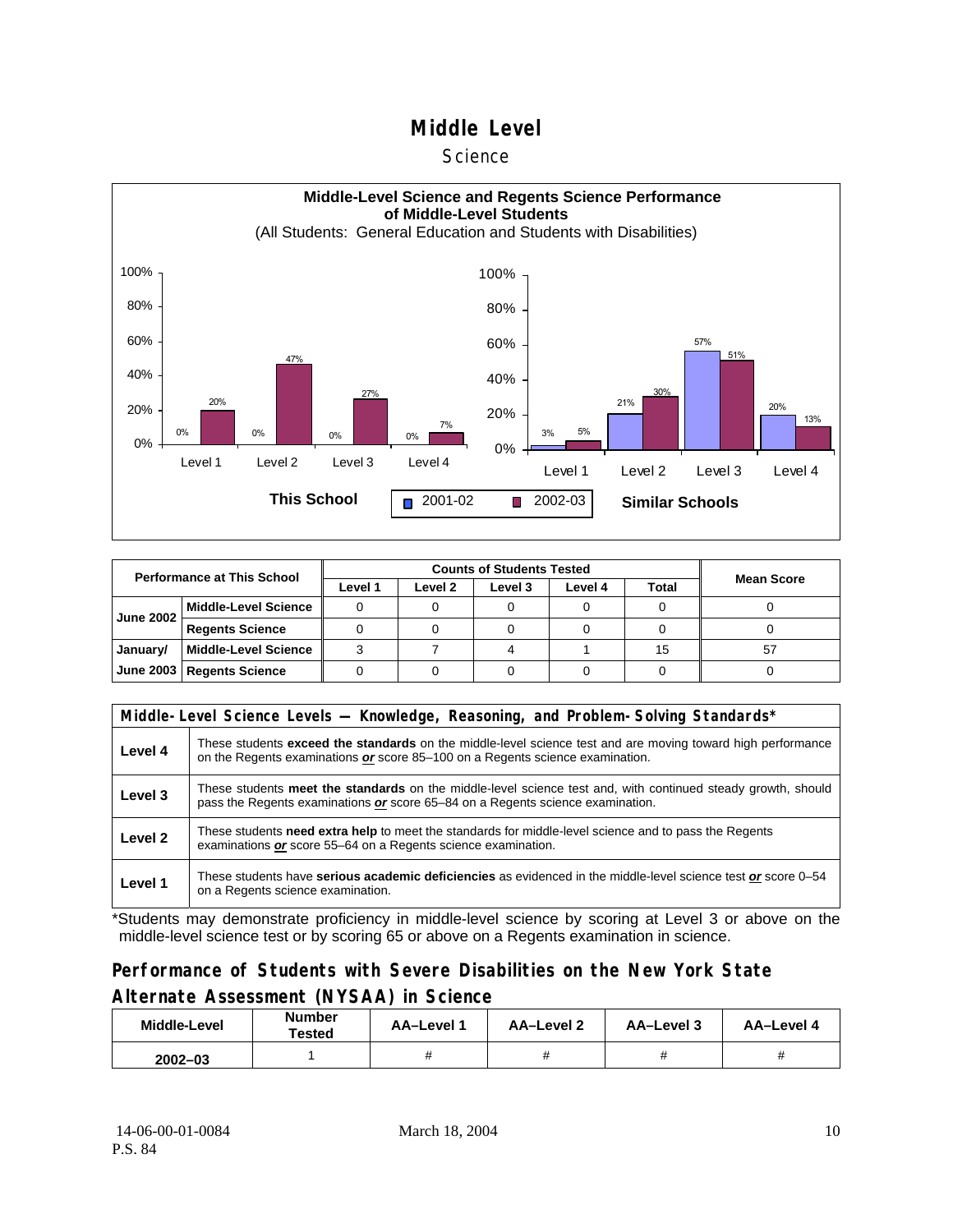# Middle Level

## Science

**Middle-Level Science and Regents Science Performance of Middle-Level Students**
(All Students: General Education and Students with Disabilities)

**This School**

| | 2001-02 | 2002-03 |
|---|---|---|
| Level 1 | 0% | 20% |
| Level 2 | 0% | 47% |
| Level 3 | 0% | 27% |
| Level 4 | 0% | 7% |

**Similar Schools**

| | 2001-02 | 2002-03 |
|---|---|---|
| Level 1 | 3% | 5% |
| Level 2 | 21% | 30% |
| Level 3 | 57% | 51% |
| Level 4 | 20% | 13% |

| Performance at This School | | Counts of Students Tested | | | | | Mean Score |
|---|---|---|---|---|---|---|---|
| | | Level 1 | Level 2 | Level 3 | Level 4 | Total | |
| June 2002 | Middle-Level Science | 0 | 0 | 0 | 0 | 0 | 0 |
| | Regents Science | 0 | 0 | 0 | 0 | 0 | 0 |
| January/ June 2003 | Middle-Level Science | 3 | 7 | 4 | 1 | 15 | 57 |
| | Regents Science | 0 | 0 | 0 | 0 | 0 | 0 |

| Middle-Level Science Levels — Knowledge, Reasoning, and Problem-Solving Standards* | |
|---|---|
| Level 4 | These students **exceed the standards** on the middle-level science test and are moving toward high performance on the Regents examinations ***or*** score 85–100 on a Regents science examination. |
| Level 3 | These students **meet the standards** on the middle-level science test and, with continued steady growth, should pass the Regents examinations ***or*** score 65–84 on a Regents science examination. |
| Level 2 | These students **need extra help** to meet the standards for middle-level science and to pass the Regents examinations ***or*** score 55–64 on a Regents science examination. |
| Level 1 | These students have **serious academic deficiencies** as evidenced in the middle-level science test ***or*** score 0–54 on a Regents science examination. |

*Students may demonstrate proficiency in middle-level science by scoring at Level 3 or above on the middle-level science test or by scoring 65 or above on a Regents examination in science.

## Performance of Students with Severe Disabilities on the New York State Alternate Assessment (NYSAA) in Science

| Middle-Level | Number Tested | AA–Level 1 | AA–Level 2 | AA–Level 3 | AA–Level 4 |
|---|---|---|---|---|---|
| 2002–03 | 1 | # | # | # | # |

14-06-00-01-0084
P.S. 84

March 18, 2004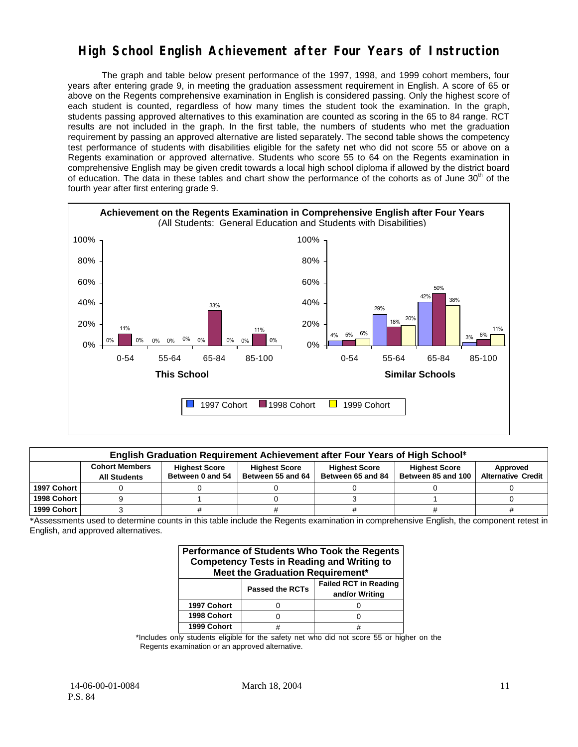# High School English Achievement after Four Years of Instruction

The graph and table below present performance of the 1997, 1998, and 1999 cohort members, four years after entering grade 9, in meeting the graduation assessment requirement in English. A score of 65 or above on the Regents comprehensive examination in English is considered passing. Only the highest score of each student is counted, regardless of how many times the student took the examination. In the graph, students passing approved alternatives to this examination are counted as scoring in the 65 to 84 range. RCT results are not included in the graph. In the first table, the numbers of students who met the graduation requirement by passing an approved alternative are listed separately. The second table shows the competency test performance of students with disabilities eligible for the safety net who did not score 55 or above on a Regents examination or approved alternative. Students who score 55 to 64 on the Regents examination in comprehensive English may be given credit towards a local high school diploma if allowed by the district board of education. The data in these tables and chart show the performance of the cohorts as of June 30th of the fourth year after first entering grade 9.

**Achievement on the Regents Examination in Comprehensive English after Four Years**
(All Students: General Education and Students with Disabilities)

| | This School 1997 Cohort | This School 1998 Cohort | This School 1999 Cohort | Similar Schools 1997 Cohort | Similar Schools 1998 Cohort | Similar Schools 1999 Cohort |
|---|---|---|---|---|---|---|
| 0-54 | 0% | 11% | 0% | 4% | 5% | 6% |
| 55-64 | 0% | 0% | 0% | 29% | 18% | 20% |
| 65-84 | 0% | 33% | 0% | 42% | 50% | 38% |
| 85-100 | 0% | 11% | 0% | 3% | 6% | 11% |

| English Graduation Requirement Achievement after Four Years of High School* | | | | | | |
|---|---|---|---|---|---|---|
| | Cohort Members All Students | Highest Score Between 0 and 54 | Highest Score Between 55 and 64 | Highest Score Between 65 and 84 | Highest Score Between 85 and 100 | Approved Alternative Credit |
| 1997 Cohort | 0 | 0 | 0 | 0 | 0 | 0 |
| 1998 Cohort | 9 | 1 | 0 | 3 | 1 | 0 |
| 1999 Cohort | 3 | # | # | # | # | # |

*Assessments used to determine counts in this table include the Regents examination in comprehensive English, the component retest in English, and approved alternatives.

| Performance of Students Who Took the Regents Competency Tests in Reading and Writing to Meet the Graduation Requirement* | | |
|---|---|---|
| | Passed the RCTs | Failed RCT in Reading and/or Writing |
| 1997 Cohort | 0 | 0 |
| 1998 Cohort | 0 | 0 |
| 1999 Cohort | # | # |

*Includes only students eligible for the safety net who did not score 55 or higher on the Regents examination or an approved alternative.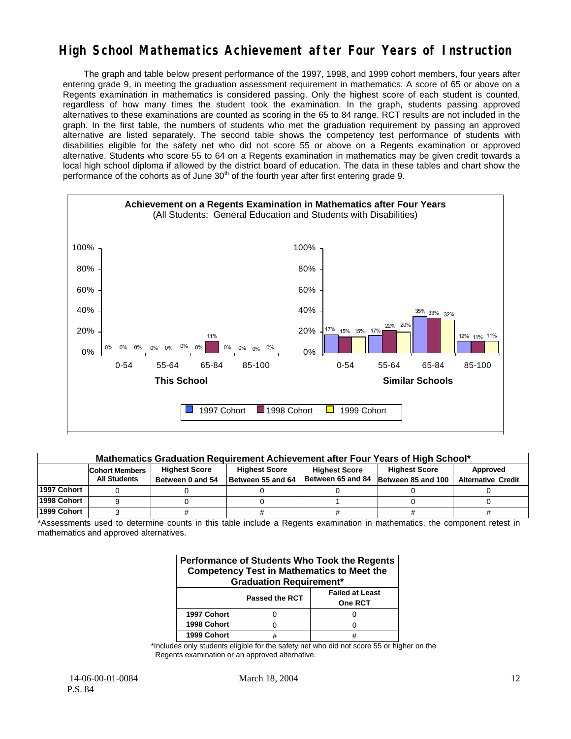# High School Mathematics Achievement after Four Years of Instruction

The graph and table below present performance of the 1997, 1998, and 1999 cohort members, four years after entering grade 9, in meeting the graduation assessment requirement in mathematics. A score of 65 or above on a Regents examination in mathematics is considered passing. Only the highest score of each student is counted, regardless of how many times the student took the examination. In the graph, students passing approved alternatives to these examinations are counted as scoring in the 65 to 84 range. RCT results are not included in the graph. In the first table, the numbers of students who met the graduation requirement by passing an approved alternative are listed separately. The second table shows the competency test performance of students with disabilities eligible for the safety net who did not score 55 or above on a Regents examination or approved alternative. Students who score 55 to 64 on a Regents examination in mathematics may be given credit towards a local high school diploma if allowed by the district board of education. The data in these tables and chart show the performance of the cohorts as of June 30th of the fourth year after first entering grade 9.

**Achievement on a Regents Examination in Mathematics after Four Years**
(All Students: General Education and Students with Disabilities)

| | This School | | | Similar Schools | | |
|---|---|---|---|---|---|---|
| Score Range | 1997 Cohort | 1998 Cohort | 1999 Cohort | 1997 Cohort | 1998 Cohort | 1999 Cohort |
| 0-54 | 0% | 0% | 0% | 17% | 15% | 15% |
| 55-64 | 0% | 0% | 0% | 17% | 22% | 20% |
| 65-84 | 0% | 11% | 0% | 35% | 33% | 32% |
| 85-100 | 0% | 0% | 0% | 12% | 11% | 11% |

**Mathematics Graduation Requirement Achievement after Four Years of High School***

| | Cohort Members All Students | Highest Score Between 0 and 54 | Highest Score Between 55 and 64 | Highest Score Between 65 and 84 | Highest Score Between 85 and 100 | Approved Alternative Credit |
|---|---|---|---|---|---|---|
| 1997 Cohort | 0 | 0 | 0 | 0 | 0 | 0 |
| 1998 Cohort | 9 | 0 | 0 | 1 | 0 | 0 |
| 1999 Cohort | 3 | # | # | # | # | # |

*Assessments used to determine counts in this table include a Regents examination in mathematics, the component retest in mathematics and approved alternatives.

**Performance of Students Who Took the Regents Competency Test in Mathematics to Meet the Graduation Requirement***

| | Passed the RCT | Failed at Least One RCT |
|---|---|---|
| 1997 Cohort | 0 | 0 |
| 1998 Cohort | 0 | 0 |
| 1999 Cohort | # | # |

*Includes only students eligible for the safety net who did not score 55 or higher on the Regents examination or an approved alternative.

14-06-00-01-0084
P.S. 84

March 18, 2004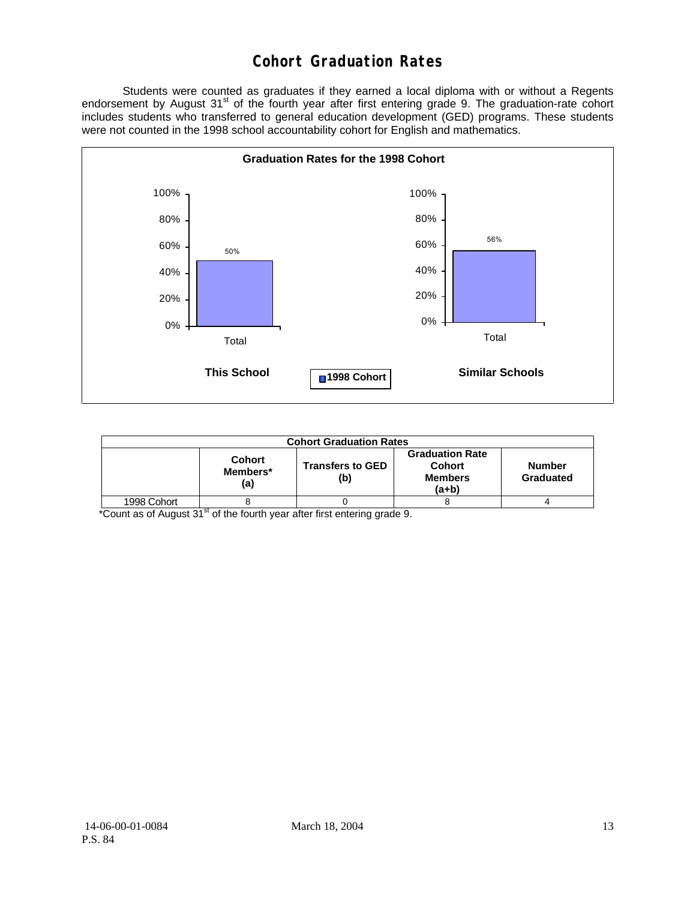# Cohort Graduation Rates

Students were counted as graduates if they earned a local diploma with or without a Regents endorsement by August 31st of the fourth year after first entering grade 9. The graduation-rate cohort includes students who transferred to general education development (GED) programs. These students were not counted in the 1998 school accountability cohort for English and mathematics.

**Graduation Rates for the 1998 Cohort**

| | This School | Similar Schools |
|---|---|---|
| Total (1998 Cohort) | 50% | 56% |

| Cohort Graduation Rates | | | | |
|---|---|---|---|---|
| | Cohort Members* (a) | Transfers to GED (b) | Graduation Rate Cohort Members (a+b) | Number Graduated |
| 1998 Cohort | 8 | 0 | 8 | 4 |

*Count as of August 31st of the fourth year after first entering grade 9.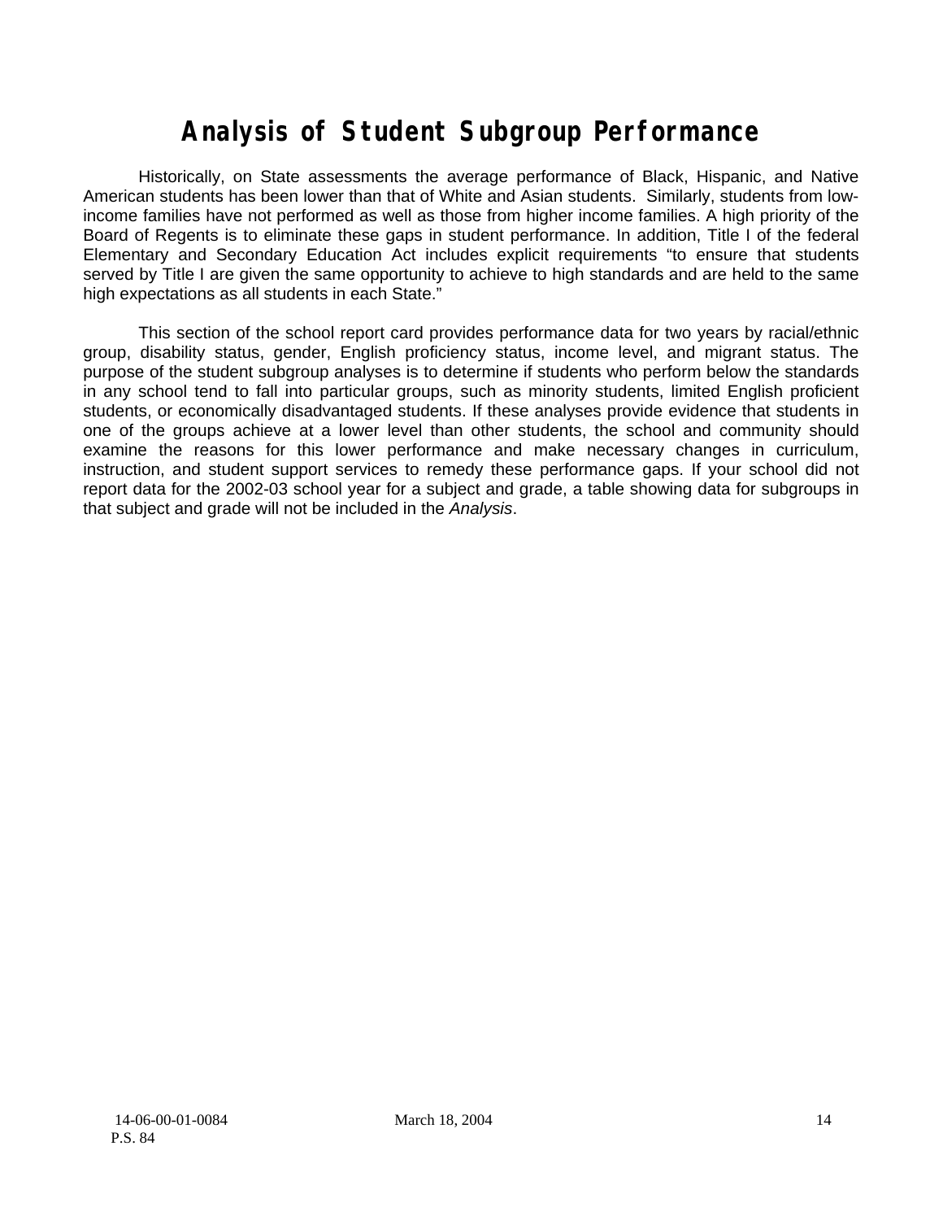# Analysis of Student Subgroup Performance

Historically, on State assessments the average performance of Black, Hispanic, and Native American students has been lower than that of White and Asian students. Similarly, students from low-income families have not performed as well as those from higher income families. A high priority of the Board of Regents is to eliminate these gaps in student performance. In addition, Title I of the federal Elementary and Secondary Education Act includes explicit requirements "to ensure that students served by Title I are given the same opportunity to achieve to high standards and are held to the same high expectations as all students in each State."

This section of the school report card provides performance data for two years by racial/ethnic group, disability status, gender, English proficiency status, income level, and migrant status. The purpose of the student subgroup analyses is to determine if students who perform below the standards in any school tend to fall into particular groups, such as minority students, limited English proficient students, or economically disadvantaged students. If these analyses provide evidence that students in one of the groups achieve at a lower level than other students, the school and community should examine the reasons for this lower performance and make necessary changes in curriculum, instruction, and student support services to remedy these performance gaps. If your school did not report data for the 2002-03 school year for a subject and grade, a table showing data for subgroups in that subject and grade will not be included in the *Analysis*.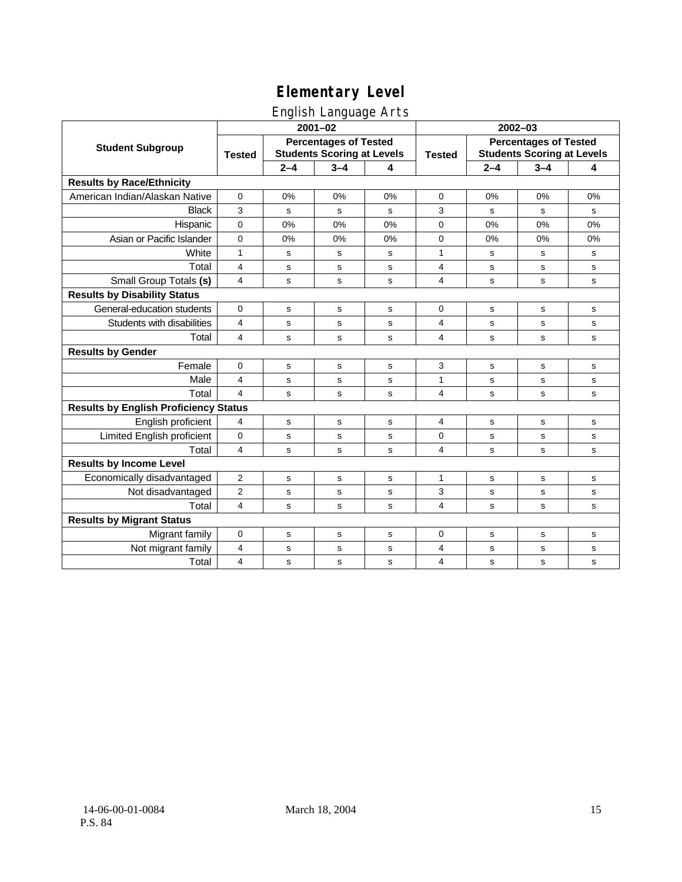# Elementary Level

## English Language Arts

| Student Subgroup | 2001–02 | | | | 2002–03 | | | |
|---|---|---|---|---|---|---|---|---|
| | Tested | Percentages of Tested Students Scoring at Levels | | | Tested | Percentages of Tested Students Scoring at Levels | | |
| | | 2–4 | 3–4 | 4 | | 2–4 | 3–4 | 4 |
| **Results by Race/Ethnicity** | | | | | | | | |
| American Indian/Alaskan Native | 0 | 0% | 0% | 0% | 0 | 0% | 0% | 0% |
| Black | 3 | s | s | s | 3 | s | s | s |
| Hispanic | 0 | 0% | 0% | 0% | 0 | 0% | 0% | 0% |
| Asian or Pacific Islander | 0 | 0% | 0% | 0% | 0 | 0% | 0% | 0% |
| White | 1 | s | s | s | 1 | s | s | s |
| Total | 4 | s | s | s | 4 | s | s | s |
| Small Group Totals **(s)** | 4 | s | s | s | 4 | s | s | s |
| **Results by Disability Status** | | | | | | | | |
| General-education students | 0 | s | s | s | 0 | s | s | s |
| Students with disabilities | 4 | s | s | s | 4 | s | s | s |
| Total | 4 | s | s | s | 4 | s | s | s |
| **Results by Gender** | | | | | | | | |
| Female | 0 | s | s | s | 3 | s | s | s |
| Male | 4 | s | s | s | 1 | s | s | s |
| Total | 4 | s | s | s | 4 | s | s | s |
| **Results by English Proficiency Status** | | | | | | | | |
| English proficient | 4 | s | s | s | 4 | s | s | s |
| Limited English proficient | 0 | s | s | s | 0 | s | s | s |
| Total | 4 | s | s | s | 4 | s | s | s |
| **Results by Income Level** | | | | | | | | |
| Economically disadvantaged | 2 | s | s | s | 1 | s | s | s |
| Not disadvantaged | 2 | s | s | s | 3 | s | s | s |
| Total | 4 | s | s | s | 4 | s | s | s |
| **Results by Migrant Status** | | | | | | | | |
| Migrant family | 0 | s | s | s | 0 | s | s | s |
| Not migrant family | 4 | s | s | s | 4 | s | s | s |
| Total | 4 | s | s | s | 4 | s | s | s |

14-06-00-01-0084 March 18, 2004
P.S. 84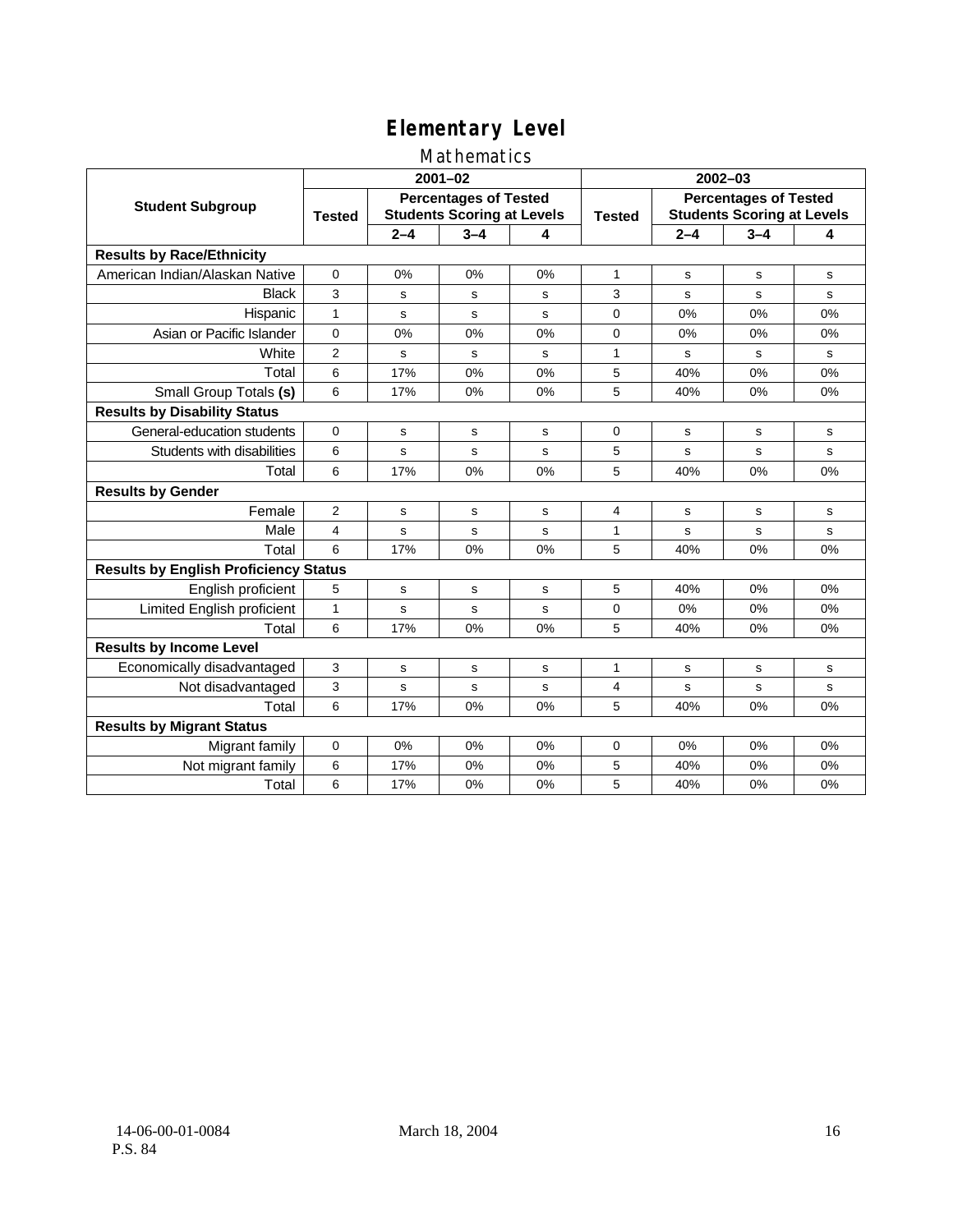# Elementary Level

## Mathematics

| Student Subgroup | 2001–02 | | | | 2002–03 | | | |
|---|---|---|---|---|---|---|---|---|
| | Tested | Percentages of Tested Students Scoring at Levels | | | Tested | Percentages of Tested Students Scoring at Levels | | |
| | | 2–4 | 3–4 | 4 | | 2–4 | 3–4 | 4 |
| **Results by Race/Ethnicity** | | | | | | | | |
| American Indian/Alaskan Native | 0 | 0% | 0% | 0% | 1 | s | s | s |
| Black | 3 | s | s | s | 3 | s | s | s |
| Hispanic | 1 | s | s | s | 0 | 0% | 0% | 0% |
| Asian or Pacific Islander | 0 | 0% | 0% | 0% | 0 | 0% | 0% | 0% |
| White | 2 | s | s | s | 1 | s | s | s |
| Total | 6 | 17% | 0% | 0% | 5 | 40% | 0% | 0% |
| Small Group Totals **(s)** | 6 | 17% | 0% | 0% | 5 | 40% | 0% | 0% |
| **Results by Disability Status** | | | | | | | | |
| General-education students | 0 | s | s | s | 0 | s | s | s |
| Students with disabilities | 6 | s | s | s | 5 | s | s | s |
| Total | 6 | 17% | 0% | 0% | 5 | 40% | 0% | 0% |
| **Results by Gender** | | | | | | | | |
| Female | 2 | s | s | s | 4 | s | s | s |
| Male | 4 | s | s | s | 1 | s | s | s |
| Total | 6 | 17% | 0% | 0% | 5 | 40% | 0% | 0% |
| **Results by English Proficiency Status** | | | | | | | | |
| English proficient | 5 | s | s | s | 5 | 40% | 0% | 0% |
| Limited English proficient | 1 | s | s | s | 0 | 0% | 0% | 0% |
| Total | 6 | 17% | 0% | 0% | 5 | 40% | 0% | 0% |
| **Results by Income Level** | | | | | | | | |
| Economically disadvantaged | 3 | s | s | s | 1 | s | s | s |
| Not disadvantaged | 3 | s | s | s | 4 | s | s | s |
| Total | 6 | 17% | 0% | 0% | 5 | 40% | 0% | 0% |
| **Results by Migrant Status** | | | | | | | | |
| Migrant family | 0 | 0% | 0% | 0% | 0 | 0% | 0% | 0% |
| Not migrant family | 6 | 17% | 0% | 0% | 5 | 40% | 0% | 0% |
| Total | 6 | 17% | 0% | 0% | 5 | 40% | 0% | 0% |

14-06-00-01-0084
P.S. 84

March 18, 2004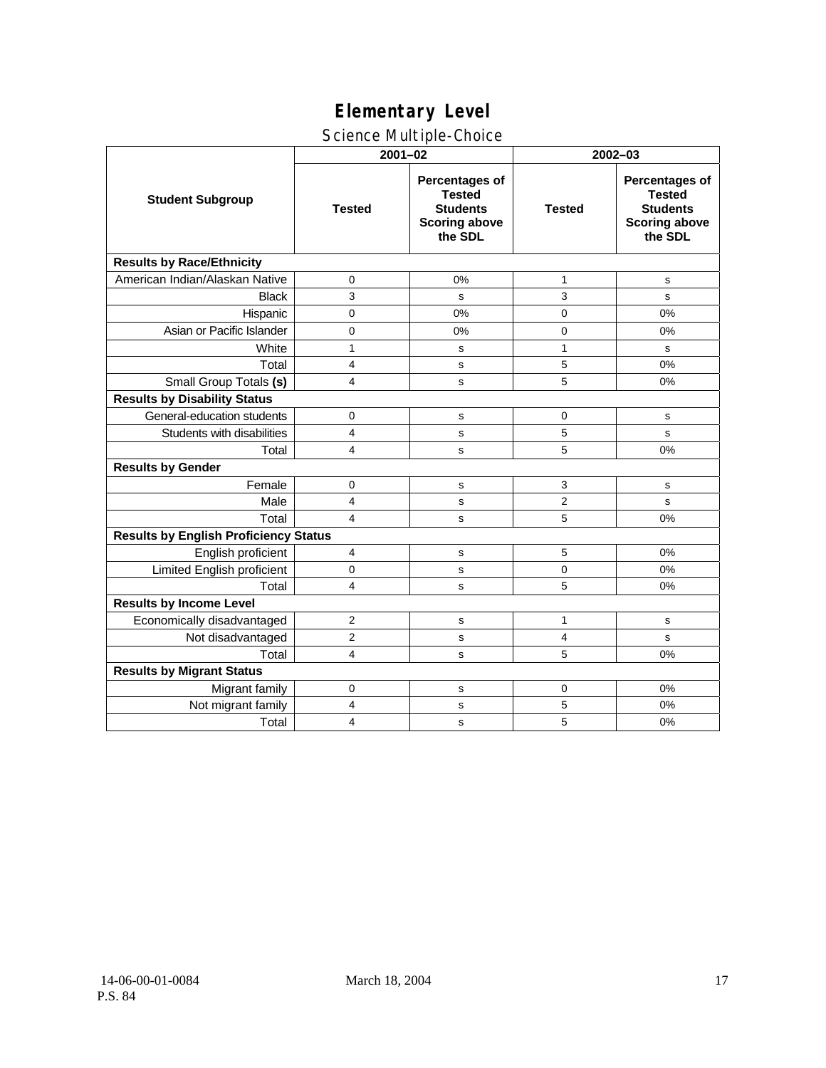# Elementary Level

## Science Multiple-Choice

| Student Subgroup | 2001–02 | | 2002–03 | |
|---|---|---|---|---|
| | Tested | Percentages of Tested Students Scoring above the SDL | Tested | Percentages of Tested Students Scoring above the SDL |
| **Results by Race/Ethnicity** | | | | |
| American Indian/Alaskan Native | 0 | 0% | 1 | s |
| Black | 3 | s | 3 | s |
| Hispanic | 0 | 0% | 0 | 0% |
| Asian or Pacific Islander | 0 | 0% | 0 | 0% |
| White | 1 | s | 1 | s |
| Total | 4 | s | 5 | 0% |
| Small Group Totals **(s)** | 4 | s | 5 | 0% |
| **Results by Disability Status** | | | | |
| General-education students | 0 | s | 0 | s |
| Students with disabilities | 4 | s | 5 | s |
| Total | 4 | s | 5 | 0% |
| **Results by Gender** | | | | |
| Female | 0 | s | 3 | s |
| Male | 4 | s | 2 | s |
| Total | 4 | s | 5 | 0% |
| **Results by English Proficiency Status** | | | | |
| English proficient | 4 | s | 5 | 0% |
| Limited English proficient | 0 | s | 0 | 0% |
| Total | 4 | s | 5 | 0% |
| **Results by Income Level** | | | | |
| Economically disadvantaged | 2 | s | 1 | s |
| Not disadvantaged | 2 | s | 4 | s |
| Total | 4 | s | 5 | 0% |
| **Results by Migrant Status** | | | | |
| Migrant family | 0 | s | 0 | 0% |
| Not migrant family | 4 | s | 5 | 0% |
| Total | 4 | s | 5 | 0% |

14-06-00-01-0084
P.S. 84

March 18, 2004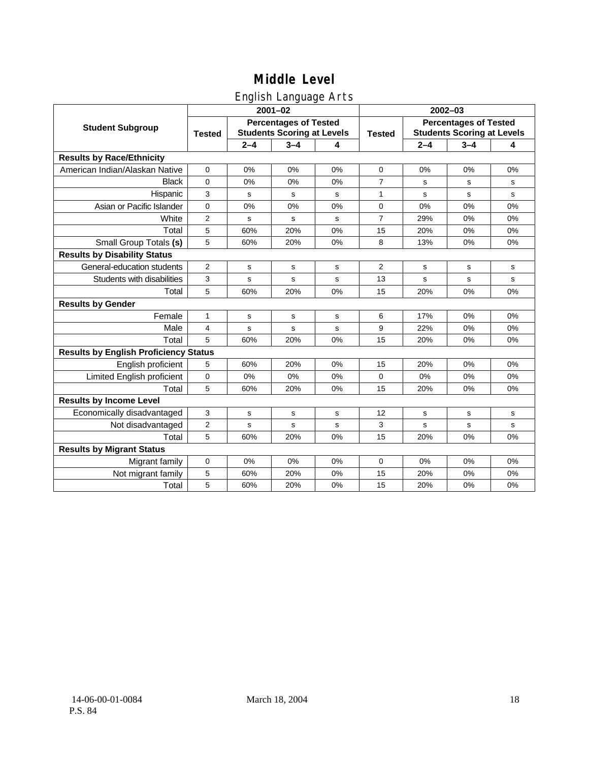# Middle Level

## English Language Arts

| Student Subgroup | 2001–02 | | | | 2002–03 | | | |
|---|---|---|---|---|---|---|---|---|
| | Tested | Percentages of Tested Students Scoring at Levels | | | Tested | Percentages of Tested Students Scoring at Levels | | |
| | | 2–4 | 3–4 | 4 | | 2–4 | 3–4 | 4 |
| **Results by Race/Ethnicity** | | | | | | | | |
| American Indian/Alaskan Native | 0 | 0% | 0% | 0% | 0 | 0% | 0% | 0% |
| Black | 0 | 0% | 0% | 0% | 7 | s | s | s |
| Hispanic | 3 | s | s | s | 1 | s | s | s |
| Asian or Pacific Islander | 0 | 0% | 0% | 0% | 0 | 0% | 0% | 0% |
| White | 2 | s | s | s | 7 | 29% | 0% | 0% |
| Total | 5 | 60% | 20% | 0% | 15 | 20% | 0% | 0% |
| Small Group Totals **(s)** | 5 | 60% | 20% | 0% | 8 | 13% | 0% | 0% |
| **Results by Disability Status** | | | | | | | | |
| General-education students | 2 | s | s | s | 2 | s | s | s |
| Students with disabilities | 3 | s | s | s | 13 | s | s | s |
| Total | 5 | 60% | 20% | 0% | 15 | 20% | 0% | 0% |
| **Results by Gender** | | | | | | | | |
| Female | 1 | s | s | s | 6 | 17% | 0% | 0% |
| Male | 4 | s | s | s | 9 | 22% | 0% | 0% |
| Total | 5 | 60% | 20% | 0% | 15 | 20% | 0% | 0% |
| **Results by English Proficiency Status** | | | | | | | | |
| English proficient | 5 | 60% | 20% | 0% | 15 | 20% | 0% | 0% |
| Limited English proficient | 0 | 0% | 0% | 0% | 0 | 0% | 0% | 0% |
| Total | 5 | 60% | 20% | 0% | 15 | 20% | 0% | 0% |
| **Results by Income Level** | | | | | | | | |
| Economically disadvantaged | 3 | s | s | s | 12 | s | s | s |
| Not disadvantaged | 2 | s | s | s | 3 | s | s | s |
| Total | 5 | 60% | 20% | 0% | 15 | 20% | 0% | 0% |
| **Results by Migrant Status** | | | | | | | | |
| Migrant family | 0 | 0% | 0% | 0% | 0 | 0% | 0% | 0% |
| Not migrant family | 5 | 60% | 20% | 0% | 15 | 20% | 0% | 0% |
| Total | 5 | 60% | 20% | 0% | 15 | 20% | 0% | 0% |

14-06-00-01-0084
P.S. 84

March 18, 2004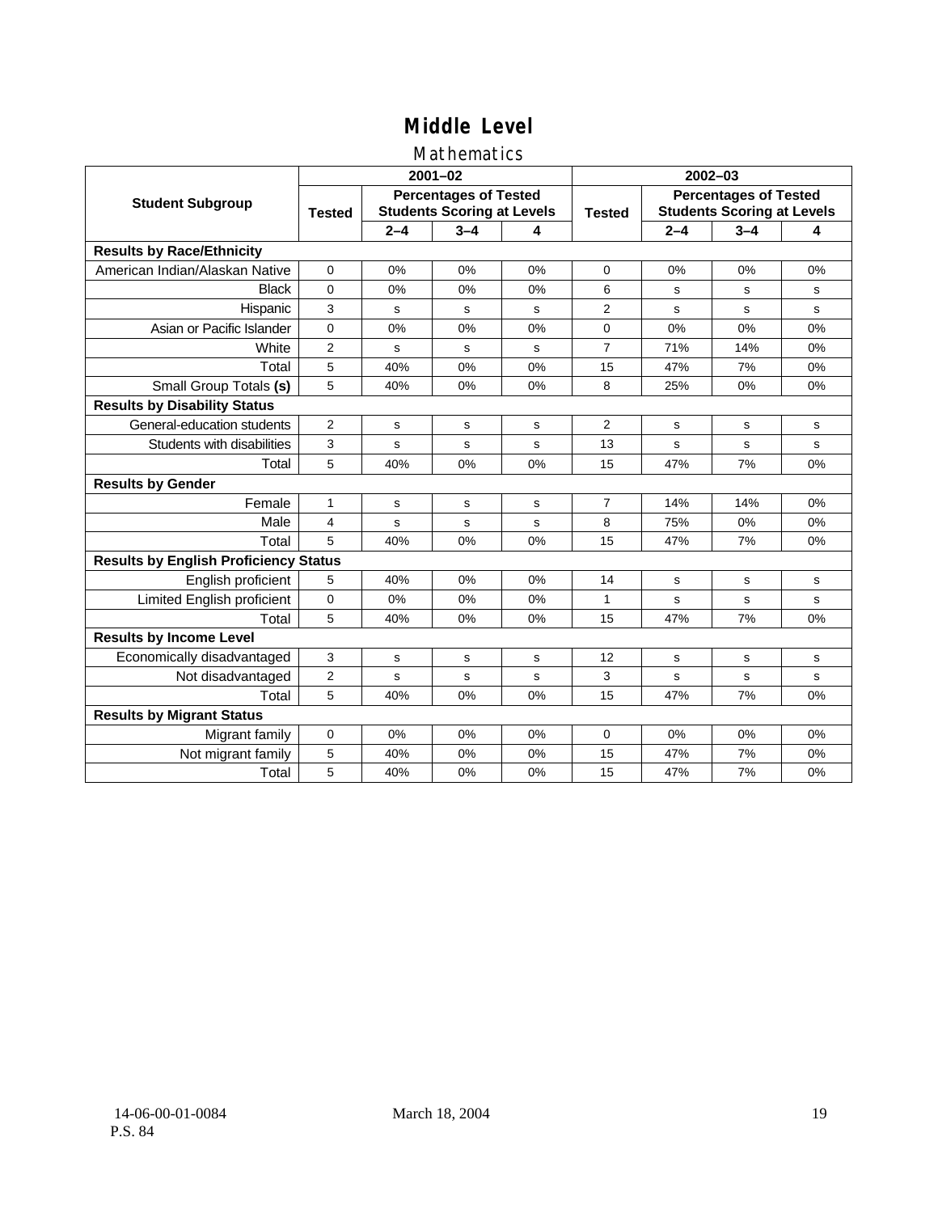# Middle Level

## Mathematics

| Student Subgroup | 2001–02 | | | | 2002–03 | | | |
|---|---|---|---|---|---|---|---|---|
| | Tested | Percentages of Tested Students Scoring at Levels | | | Tested | Percentages of Tested Students Scoring at Levels | | |
| | | 2–4 | 3–4 | 4 | | 2–4 | 3–4 | 4 |
| **Results by Race/Ethnicity** | | | | | | | | |
| American Indian/Alaskan Native | 0 | 0% | 0% | 0% | 0 | 0% | 0% | 0% |
| Black | 0 | 0% | 0% | 0% | 6 | s | s | s |
| Hispanic | 3 | s | s | s | 2 | s | s | s |
| Asian or Pacific Islander | 0 | 0% | 0% | 0% | 0 | 0% | 0% | 0% |
| White | 2 | s | s | s | 7 | 71% | 14% | 0% |
| Total | 5 | 40% | 0% | 0% | 15 | 47% | 7% | 0% |
| Small Group Totals **(s)** | 5 | 40% | 0% | 0% | 8 | 25% | 0% | 0% |
| **Results by Disability Status** | | | | | | | | |
| General-education students | 2 | s | s | s | 2 | s | s | s |
| Students with disabilities | 3 | s | s | s | 13 | s | s | s |
| Total | 5 | 40% | 0% | 0% | 15 | 47% | 7% | 0% |
| **Results by Gender** | | | | | | | | |
| Female | 1 | s | s | s | 7 | 14% | 14% | 0% |
| Male | 4 | s | s | s | 8 | 75% | 0% | 0% |
| Total | 5 | 40% | 0% | 0% | 15 | 47% | 7% | 0% |
| **Results by English Proficiency Status** | | | | | | | | |
| English proficient | 5 | 40% | 0% | 0% | 14 | s | s | s |
| Limited English proficient | 0 | 0% | 0% | 0% | 1 | s | s | s |
| Total | 5 | 40% | 0% | 0% | 15 | 47% | 7% | 0% |
| **Results by Income Level** | | | | | | | | |
| Economically disadvantaged | 3 | s | s | s | 12 | s | s | s |
| Not disadvantaged | 2 | s | s | s | 3 | s | s | s |
| Total | 5 | 40% | 0% | 0% | 15 | 47% | 7% | 0% |
| **Results by Migrant Status** | | | | | | | | |
| Migrant family | 0 | 0% | 0% | 0% | 0 | 0% | 0% | 0% |
| Not migrant family | 5 | 40% | 0% | 0% | 15 | 47% | 7% | 0% |
| Total | 5 | 40% | 0% | 0% | 15 | 47% | 7% | 0% |

14-06-00-01-0084
P.S. 84

March 18, 2004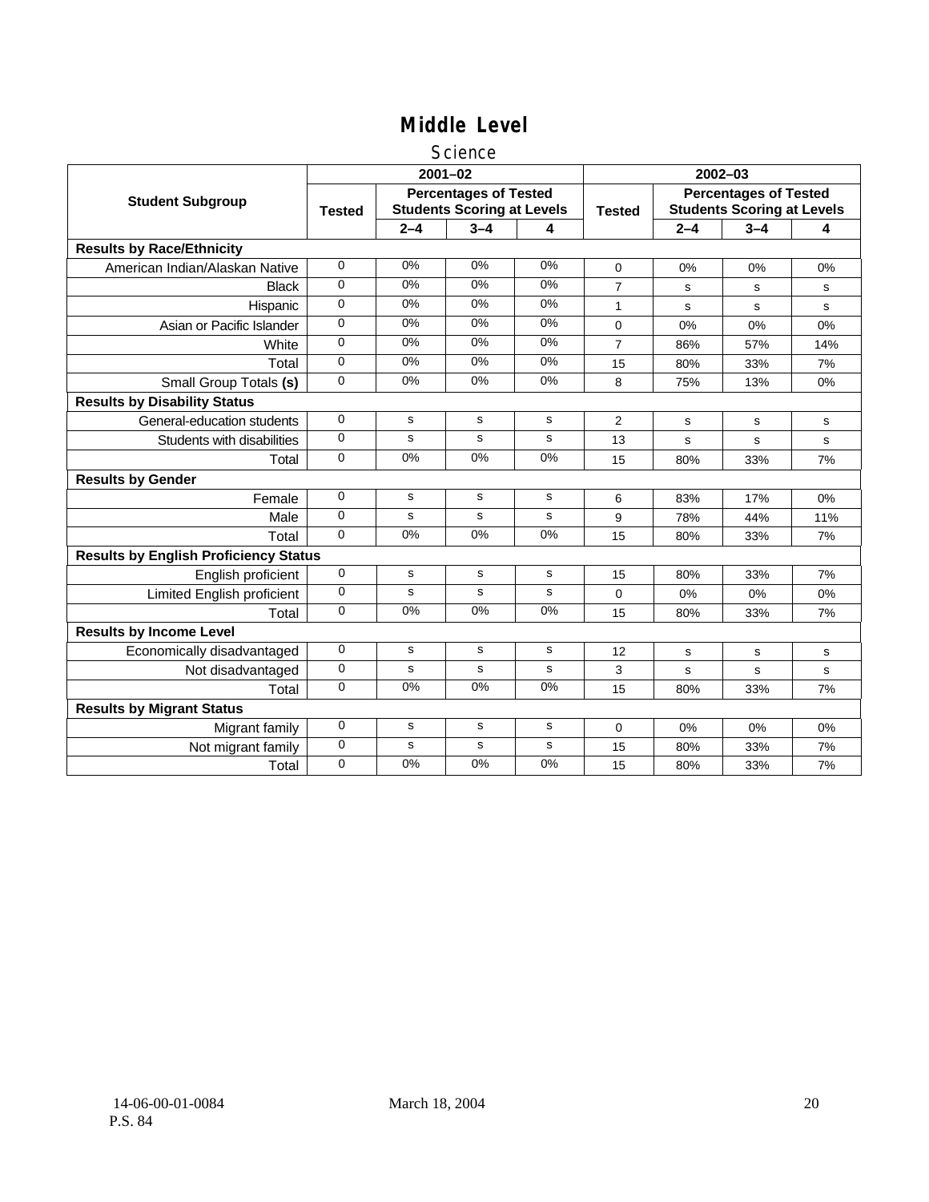# Middle Level

## Science

| Student Subgroup | 2001–02 | | | | 2002–03 | | | |
|---|---|---|---|---|---|---|---|---|
| | Tested | Percentages of Tested Students Scoring at Levels | | | Tested | Percentages of Tested Students Scoring at Levels | | |
| | | 2–4 | 3–4 | 4 | | 2–4 | 3–4 | 4 |
| **Results by Race/Ethnicity** | | | | | | | | |
| American Indian/Alaskan Native | 0 | 0% | 0% | 0% | 0 | 0% | 0% | 0% |
| Black | 0 | 0% | 0% | 0% | 7 | s | s | s |
| Hispanic | 0 | 0% | 0% | 0% | 1 | s | s | s |
| Asian or Pacific Islander | 0 | 0% | 0% | 0% | 0 | 0% | 0% | 0% |
| White | 0 | 0% | 0% | 0% | 7 | 86% | 57% | 14% |
| Total | 0 | 0% | 0% | 0% | 15 | 80% | 33% | 7% |
| Small Group Totals **(s)** | 0 | 0% | 0% | 0% | 8 | 75% | 13% | 0% |
| **Results by Disability Status** | | | | | | | | |
| General-education students | 0 | s | s | s | 2 | s | s | s |
| Students with disabilities | 0 | s | s | s | 13 | s | s | s |
| Total | 0 | 0% | 0% | 0% | 15 | 80% | 33% | 7% |
| **Results by Gender** | | | | | | | | |
| Female | 0 | s | s | s | 6 | 83% | 17% | 0% |
| Male | 0 | s | s | s | 9 | 78% | 44% | 11% |
| Total | 0 | 0% | 0% | 0% | 15 | 80% | 33% | 7% |
| **Results by English Proficiency Status** | | | | | | | | |
| English proficient | 0 | s | s | s | 15 | 80% | 33% | 7% |
| Limited English proficient | 0 | s | s | s | 0 | 0% | 0% | 0% |
| Total | 0 | 0% | 0% | 0% | 15 | 80% | 33% | 7% |
| **Results by Income Level** | | | | | | | | |
| Economically disadvantaged | 0 | s | s | s | 12 | s | s | s |
| Not disadvantaged | 0 | s | s | s | 3 | s | s | s |
| Total | 0 | 0% | 0% | 0% | 15 | 80% | 33% | 7% |
| **Results by Migrant Status** | | | | | | | | |
| Migrant family | 0 | s | s | s | 0 | 0% | 0% | 0% |
| Not migrant family | 0 | s | s | s | 15 | 80% | 33% | 7% |
| Total | 0 | 0% | 0% | 0% | 15 | 80% | 33% | 7% |

14-06-00-01-0084
P.S. 84

March 18, 2004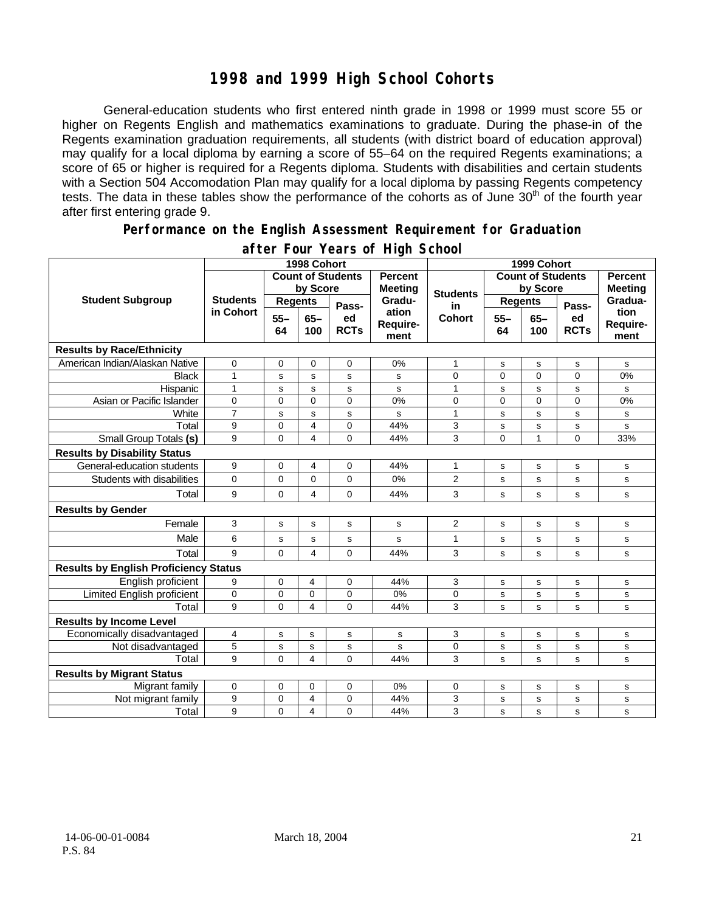# 1998 and 1999 High School Cohorts

General-education students who first entered ninth grade in 1998 or 1999 must score 55 or higher on Regents English and mathematics examinations to graduate. During the phase-in of the Regents examination graduation requirements, all students (with district board of education approval) may qualify for a local diploma by earning a score of 55–64 on the required Regents examinations; a score of 65 or higher is required for a Regents diploma. Students with disabilities and certain students with a Section 504 Accomodation Plan may qualify for a local diploma by passing Regents competency tests. The data in these tables show the performance of the cohorts as of June 30th of the fourth year after first entering grade 9.

## Performance on the English Assessment Requirement for Graduation after Four Years of High School

| Student Subgroup | 1998 Cohort | | | | | 1999 Cohort | | | | |
|---|---|---|---|---|---|---|---|---|---|---|
| | Students in Cohort | Count of Students by Score | | | Percent Meeting Graduation Requirement | Students in Cohort | Count of Students by Score | | | Percent Meeting Graduation Requirement |
| | | Regents 55–64 | Regents 65–100 | Passed RCTs | | | Regents 55–64 | Regents 65–100 | Passed RCTs | |
| **Results by Race/Ethnicity** | | | | | | | | | | |
| American Indian/Alaskan Native | 0 | 0 | 0 | 0 | 0% | 1 | s | s | s | s |
| Black | 1 | s | s | s | s | 0 | 0 | 0 | 0 | 0% |
| Hispanic | 1 | s | s | s | s | 1 | s | s | s | s |
| Asian or Pacific Islander | 0 | 0 | 0 | 0 | 0% | 0 | 0 | 0 | 0 | 0% |
| White | 7 | s | s | s | s | 1 | s | s | s | s |
| Total | 9 | 0 | 4 | 0 | 44% | 3 | s | s | s | s |
| Small Group Totals **(s)** | 9 | 0 | 4 | 0 | 44% | 3 | 0 | 1 | 0 | 33% |
| **Results by Disability Status** | | | | | | | | | | |
| General-education students | 9 | 0 | 4 | 0 | 44% | 1 | s | s | s | s |
| Students with disabilities | 0 | 0 | 0 | 0 | 0% | 2 | s | s | s | s |
| Total | 9 | 0 | 4 | 0 | 44% | 3 | s | s | s | s |
| **Results by Gender** | | | | | | | | | | |
| Female | 3 | s | s | s | s | 2 | s | s | s | s |
| Male | 6 | s | s | s | s | 1 | s | s | s | s |
| Total | 9 | 0 | 4 | 0 | 44% | 3 | s | s | s | s |
| **Results by English Proficiency Status** | | | | | | | | | | |
| English proficient | 9 | 0 | 4 | 0 | 44% | 3 | s | s | s | s |
| Limited English proficient | 0 | 0 | 0 | 0 | 0% | 0 | s | s | s | s |
| Total | 9 | 0 | 4 | 0 | 44% | 3 | s | s | s | s |
| **Results by Income Level** | | | | | | | | | | |
| Economically disadvantaged | 4 | s | s | s | s | 3 | s | s | s | s |
| Not disadvantaged | 5 | s | s | s | s | 0 | s | s | s | s |
| Total | 9 | 0 | 4 | 0 | 44% | 3 | s | s | s | s |
| **Results by Migrant Status** | | | | | | | | | | |
| Migrant family | 0 | 0 | 0 | 0 | 0% | 0 | s | s | s | s |
| Not migrant family | 9 | 0 | 4 | 0 | 44% | 3 | s | s | s | s |
| Total | 9 | 0 | 4 | 0 | 44% | 3 | s | s | s | s |

14-06-00-01-0084
P.S. 84

March 18, 2004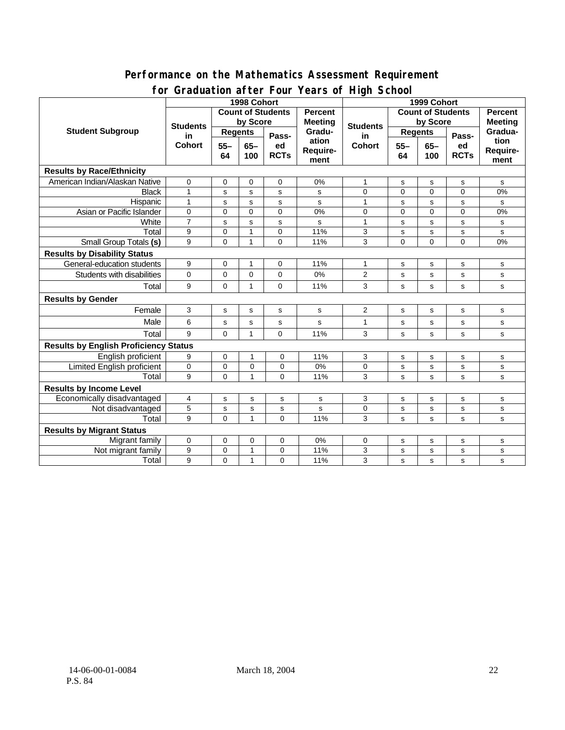# Performance on the Mathematics Assessment Requirement for Graduation after Four Years of High School

| Student Subgroup | 1998 Cohort | | | | | 1999 Cohort | | | | |
|---|---|---|---|---|---|---|---|---|---|---|
| | Students in Cohort | Count of Students by Score | | | Percent Meeting Graduation Requirement | Students in Cohort | Count of Students by Score | | | Percent Meeting Graduation Requirement |
| | | Regents 55–64 | Regents 65–100 | Passed RCTs | | | Regents 55–64 | Regents 65–100 | Passed RCTs | |
| **Results by Race/Ethnicity** | | | | | | | | | | |
| American Indian/Alaskan Native | 0 | 0 | 0 | 0 | 0% | 1 | s | s | s | s |
| Black | 1 | s | s | s | s | 0 | 0 | 0 | 0 | 0% |
| Hispanic | 1 | s | s | s | s | 1 | s | s | s | s |
| Asian or Pacific Islander | 0 | 0 | 0 | 0 | 0% | 0 | 0 | 0 | 0 | 0% |
| White | 7 | s | s | s | s | 1 | s | s | s | s |
| Total | 9 | 0 | 1 | 0 | 11% | 3 | s | s | s | s |
| Small Group Totals **(s)** | 9 | 0 | 1 | 0 | 11% | 3 | 0 | 0 | 0 | 0% |
| **Results by Disability Status** | | | | | | | | | | |
| General-education students | 9 | 0 | 1 | 0 | 11% | 1 | s | s | s | s |
| Students with disabilities | 0 | 0 | 0 | 0 | 0% | 2 | s | s | s | s |
| Total | 9 | 0 | 1 | 0 | 11% | 3 | s | s | s | s |
| **Results by Gender** | | | | | | | | | | |
| Female | 3 | s | s | s | s | 2 | s | s | s | s |
| Male | 6 | s | s | s | s | 1 | s | s | s | s |
| Total | 9 | 0 | 1 | 0 | 11% | 3 | s | s | s | s |
| **Results by English Proficiency Status** | | | | | | | | | | |
| English proficient | 9 | 0 | 1 | 0 | 11% | 3 | s | s | s | s |
| Limited English proficient | 0 | 0 | 0 | 0 | 0% | 0 | s | s | s | s |
| Total | 9 | 0 | 1 | 0 | 11% | 3 | s | s | s | s |
| **Results by Income Level** | | | | | | | | | | |
| Economically disadvantaged | 4 | s | s | s | s | 3 | s | s | s | s |
| Not disadvantaged | 5 | s | s | s | s | 0 | s | s | s | s |
| Total | 9 | 0 | 1 | 0 | 11% | 3 | s | s | s | s |
| **Results by Migrant Status** | | | | | | | | | | |
| Migrant family | 0 | 0 | 0 | 0 | 0% | 0 | s | s | s | s |
| Not migrant family | 9 | 0 | 1 | 0 | 11% | 3 | s | s | s | s |
| Total | 9 | 0 | 1 | 0 | 11% | 3 | s | s | s | s |

14-06-00-01-0084 March 18, 2004
P.S. 84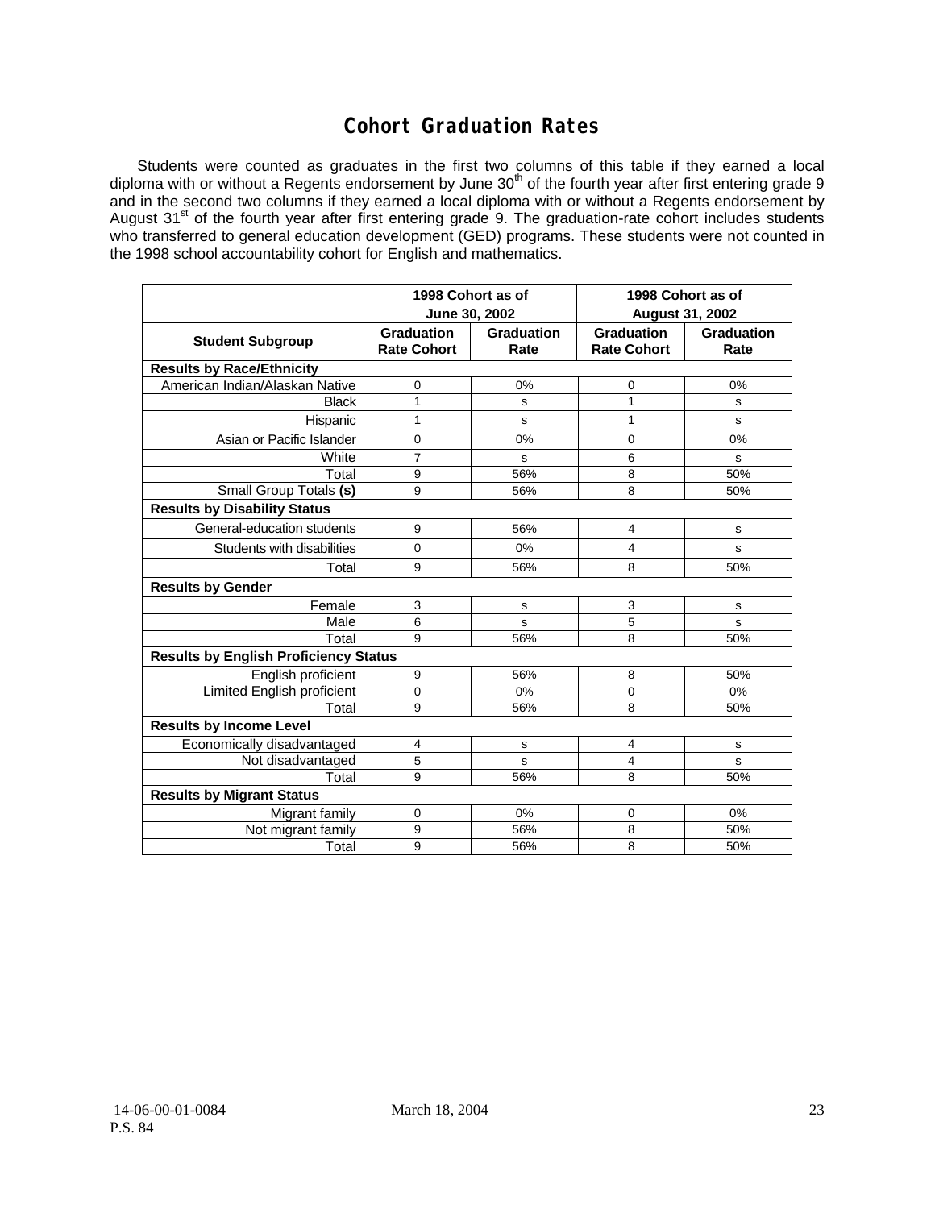# Cohort Graduation Rates

Students were counted as graduates in the first two columns of this table if they earned a local diploma with or without a Regents endorsement by June 30th of the fourth year after first entering grade 9 and in the second two columns if they earned a local diploma with or without a Regents endorsement by August 31st of the fourth year after first entering grade 9. The graduation-rate cohort includes students who transferred to general education development (GED) programs. These students were not counted in the 1998 school accountability cohort for English and mathematics.

| | 1998 Cohort as of June 30, 2002 | | 1998 Cohort as of August 31, 2002 | |
|---|---|---|---|---|
| **Student Subgroup** | **Graduation Rate Cohort** | **Graduation Rate** | **Graduation Rate Cohort** | **Graduation Rate** |
| **Results by Race/Ethnicity** | | | | |
| American Indian/Alaskan Native | 0 | 0% | 0 | 0% |
| Black | 1 | s | 1 | s |
| Hispanic | 1 | s | 1 | s |
| Asian or Pacific Islander | 0 | 0% | 0 | 0% |
| White | 7 | s | 6 | s |
| Total | 9 | 56% | 8 | 50% |
| Small Group Totals **(s)** | 9 | 56% | 8 | 50% |
| **Results by Disability Status** | | | | |
| General-education students | 9 | 56% | 4 | s |
| Students with disabilities | 0 | 0% | 4 | s |
| Total | 9 | 56% | 8 | 50% |
| **Results by Gender** | | | | |
| Female | 3 | s | 3 | s |
| Male | 6 | s | 5 | s |
| Total | 9 | 56% | 8 | 50% |
| **Results by English Proficiency Status** | | | | |
| English proficient | 9 | 56% | 8 | 50% |
| Limited English proficient | 0 | 0% | 0 | 0% |
| Total | 9 | 56% | 8 | 50% |
| **Results by Income Level** | | | | |
| Economically disadvantaged | 4 | s | 4 | s |
| Not disadvantaged | 5 | s | 4 | s |
| Total | 9 | 56% | 8 | 50% |
| **Results by Migrant Status** | | | | |
| Migrant family | 0 | 0% | 0 | 0% |
| Not migrant family | 9 | 56% | 8 | 50% |
| Total | 9 | 56% | 8 | 50% |

14-06-00-01-0084 March 18, 2004
P.S. 84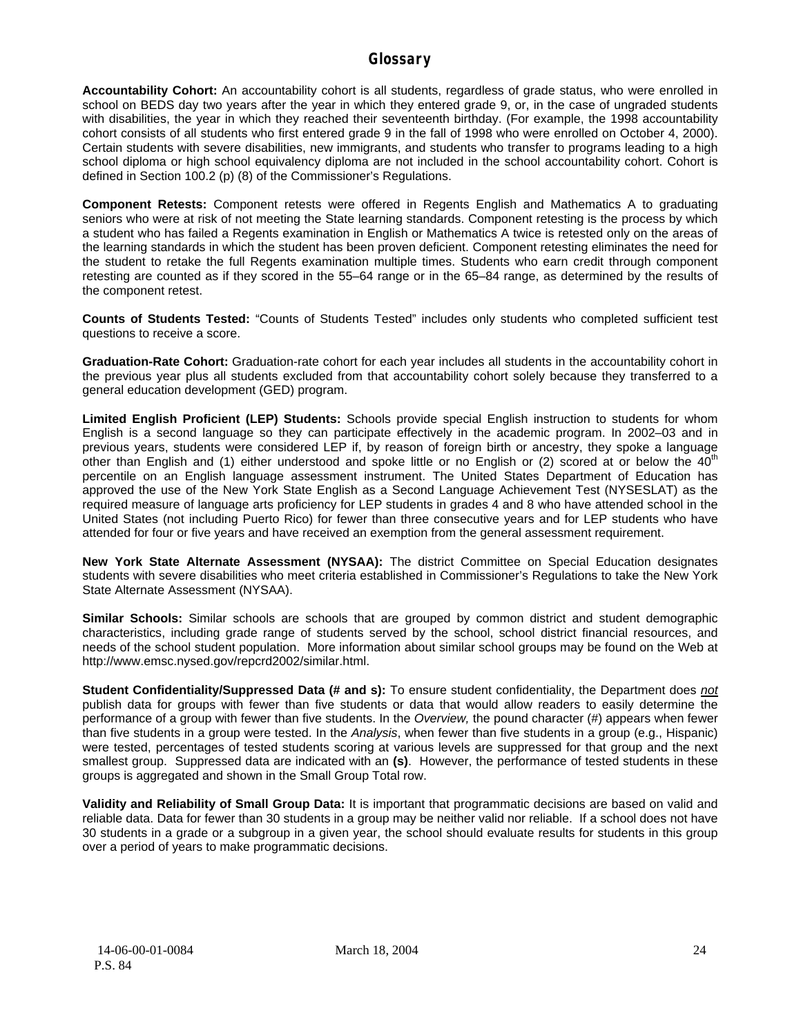# Glossary

**Accountability Cohort:** An accountability cohort is all students, regardless of grade status, who were enrolled in school on BEDS day two years after the year in which they entered grade 9, or, in the case of ungraded students with disabilities, the year in which they reached their seventeenth birthday. (For example, the 1998 accountability cohort consists of all students who first entered grade 9 in the fall of 1998 who were enrolled on October 4, 2000). Certain students with severe disabilities, new immigrants, and students who transfer to programs leading to a high school diploma or high school equivalency diploma are not included in the school accountability cohort. Cohort is defined in Section 100.2 (p) (8) of the Commissioner's Regulations.

**Component Retests:** Component retests were offered in Regents English and Mathematics A to graduating seniors who were at risk of not meeting the State learning standards. Component retesting is the process by which a student who has failed a Regents examination in English or Mathematics A twice is retested only on the areas of the learning standards in which the student has been proven deficient. Component retesting eliminates the need for the student to retake the full Regents examination multiple times. Students who earn credit through component retesting are counted as if they scored in the 55–64 range or in the 65–84 range, as determined by the results of the component retest.

**Counts of Students Tested:** "Counts of Students Tested" includes only students who completed sufficient test questions to receive a score.

**Graduation-Rate Cohort:** Graduation-rate cohort for each year includes all students in the accountability cohort in the previous year plus all students excluded from that accountability cohort solely because they transferred to a general education development (GED) program.

**Limited English Proficient (LEP) Students:** Schools provide special English instruction to students for whom English is a second language so they can participate effectively in the academic program. In 2002–03 and in previous years, students were considered LEP if, by reason of foreign birth or ancestry, they spoke a language other than English and (1) either understood and spoke little or no English or (2) scored at or below the 40th percentile on an English language assessment instrument. The United States Department of Education has approved the use of the New York State English as a Second Language Achievement Test (NYSESLAT) as the required measure of language arts proficiency for LEP students in grades 4 and 8 who have attended school in the United States (not including Puerto Rico) for fewer than three consecutive years and for LEP students who have attended for four or five years and have received an exemption from the general assessment requirement.

**New York State Alternate Assessment (NYSAA):** The district Committee on Special Education designates students with severe disabilities who meet criteria established in Commissioner's Regulations to take the New York State Alternate Assessment (NYSAA).

**Similar Schools:** Similar schools are schools that are grouped by common district and student demographic characteristics, including grade range of students served by the school, school district financial resources, and needs of the school student population. More information about similar school groups may be found on the Web at http://www.emsc.nysed.gov/repcrd2002/similar.html.

**Student Confidentiality/Suppressed Data (# and s):** To ensure student confidentiality, the Department does *not* publish data for groups with fewer than five students or data that would allow readers to easily determine the performance of a group with fewer than five students. In the *Overview,* the pound character (#) appears when fewer than five students in a group were tested. In the *Analysis*, when fewer than five students in a group (e.g., Hispanic) were tested, percentages of tested students scoring at various levels are suppressed for that group and the next smallest group. Suppressed data are indicated with an **(s)**. However, the performance of tested students in these groups is aggregated and shown in the Small Group Total row.

**Validity and Reliability of Small Group Data:** It is important that programmatic decisions are based on valid and reliable data. Data for fewer than 30 students in a group may be neither valid nor reliable. If a school does not have 30 students in a grade or a subgroup in a given year, the school should evaluate results for students in this group over a period of years to make programmatic decisions.